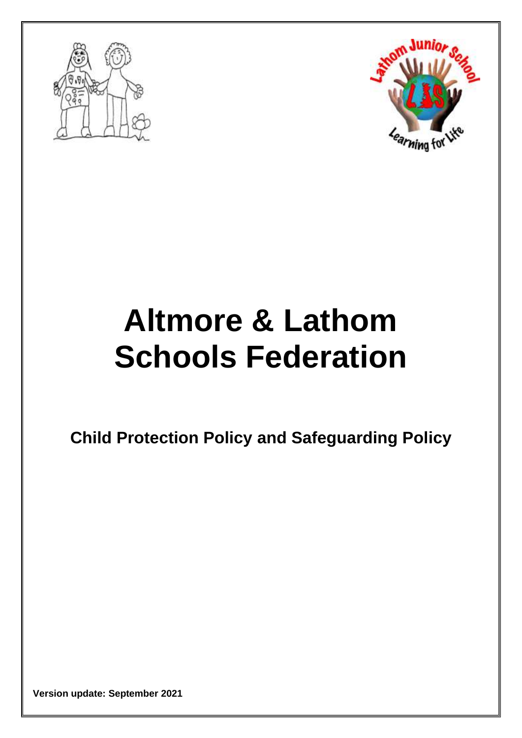# Altmore & Lathom Schools Federation

## Child Protection Policy and Safeguarding Policy

**Version update: September 2021**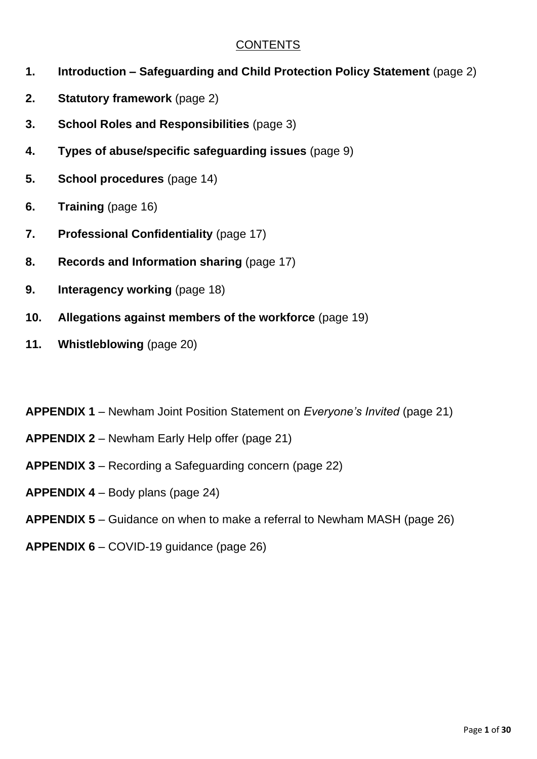<u>CONTENTS</u>

1. **Introduction – Safeguarding and Child Protection Policy Statement** (page 2)
2. **Statutory framework** (page 2)
3. **School Roles and Responsibilities** (page 3)
4. **Types of abuse/specific safeguarding issues** (page 9)
5. **School procedures** (page 14)
6. **Training** (page 16)
7. **Professional Confidentiality** (page 17)
8. **Records and Information sharing** (page 17)
9. **Interagency working** (page 18)
10. **Allegations against members of the workforce** (page 19)
11. **Whistleblowing** (page 20)

**APPENDIX 1** – Newham Joint Position Statement on *Everyone's Invited* (page 21)

**APPENDIX 2** – Newham Early Help offer (page 21)

**APPENDIX 3** – Recording a Safeguarding concern (page 22)

**APPENDIX 4** – Body plans (page 24)

**APPENDIX 5** – Guidance on when to make a referral to Newham MASH (page 26)

**APPENDIX 6** – COVID-19 guidance (page 26)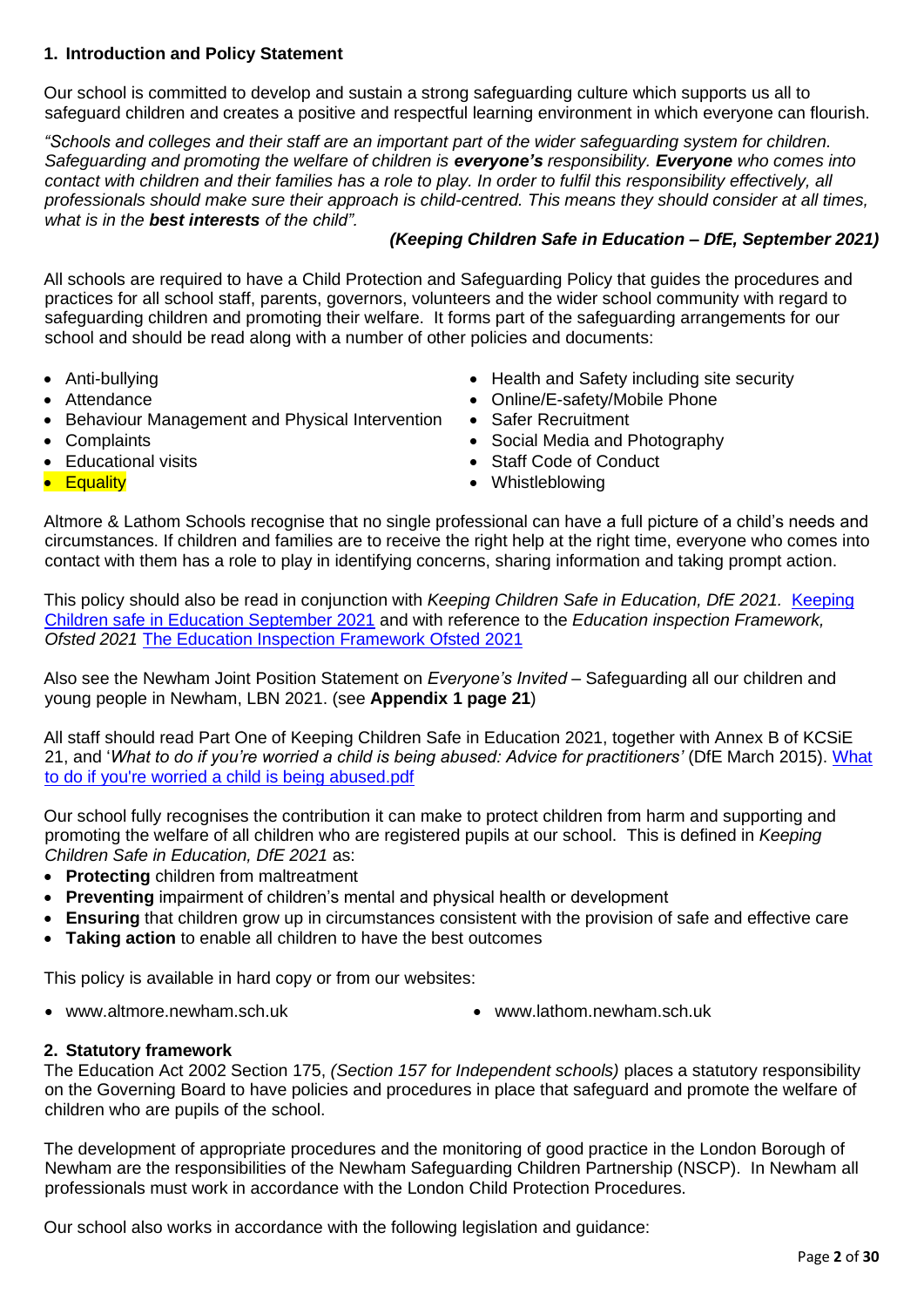## 1. Introduction and Policy Statement

Our school is committed to develop and sustain a strong safeguarding culture which supports us all to safeguard children and creates a positive and respectful learning environment in which everyone can flourish.

*"Schools and colleges and their staff are an important part of the wider safeguarding system for children. Safeguarding and promoting the welfare of children is **everyone's** responsibility. **Everyone** who comes into contact with children and their families has a role to play. In order to fulfil this responsibility effectively, all professionals should make sure their approach is child-centred. This means they should consider at all times, what is in the **best interests** of the child".*

***(Keeping Children Safe in Education – DfE, September 2021)***

All schools are required to have a Child Protection and Safeguarding Policy that guides the procedures and practices for all school staff, parents, governors, volunteers and the wider school community with regard to safeguarding children and promoting their welfare. It forms part of the safeguarding arrangements for our school and should be read along with a number of other policies and documents:

- Anti-bullying
- Attendance
- Behaviour Management and Physical Intervention
- Complaints
- Educational visits
- Equality
- Health and Safety including site security
- Online/E-safety/Mobile Phone
- Safer Recruitment
- Social Media and Photography
- Staff Code of Conduct
- Whistleblowing

Altmore & Lathom Schools recognise that no single professional can have a full picture of a child's needs and circumstances. If children and families are to receive the right help at the right time, everyone who comes into contact with them has a role to play in identifying concerns, sharing information and taking prompt action.

This policy should also be read in conjunction with *Keeping Children Safe in Education, DfE 2021.* Keeping Children safe in Education September 2021 and with reference to the *Education inspection Framework, Ofsted 2021* The Education Inspection Framework Ofsted 2021

Also see the Newham Joint Position Statement on *Everyone's Invited* – Safeguarding all our children and young people in Newham, LBN 2021. (see **Appendix 1 page 21**)

All staff should read Part One of Keeping Children Safe in Education 2021, together with Annex B of KCSiE 21, and '*What to do if you're worried a child is being abused: Advice for practitioners'* (DfE March 2015). What to do if you're worried a child is being abused.pdf

Our school fully recognises the contribution it can make to protect children from harm and supporting and promoting the welfare of all children who are registered pupils at our school. This is defined in *Keeping Children Safe in Education, DfE 2021* as:

- **Protecting** children from maltreatment
- **Preventing** impairment of children's mental and physical health or development
- **Ensuring** that children grow up in circumstances consistent with the provision of safe and effective care
- **Taking action** to enable all children to have the best outcomes

This policy is available in hard copy or from our websites:

- www.altmore.newham.sch.uk
- www.lathom.newham.sch.uk

## 2. Statutory framework

The Education Act 2002 Section 175, *(Section 157 for Independent schools)* places a statutory responsibility on the Governing Board to have policies and procedures in place that safeguard and promote the welfare of children who are pupils of the school.

The development of appropriate procedures and the monitoring of good practice in the London Borough of Newham are the responsibilities of the Newham Safeguarding Children Partnership (NSCP). In Newham all professionals must work in accordance with the London Child Protection Procedures.

Our school also works in accordance with the following legislation and guidance: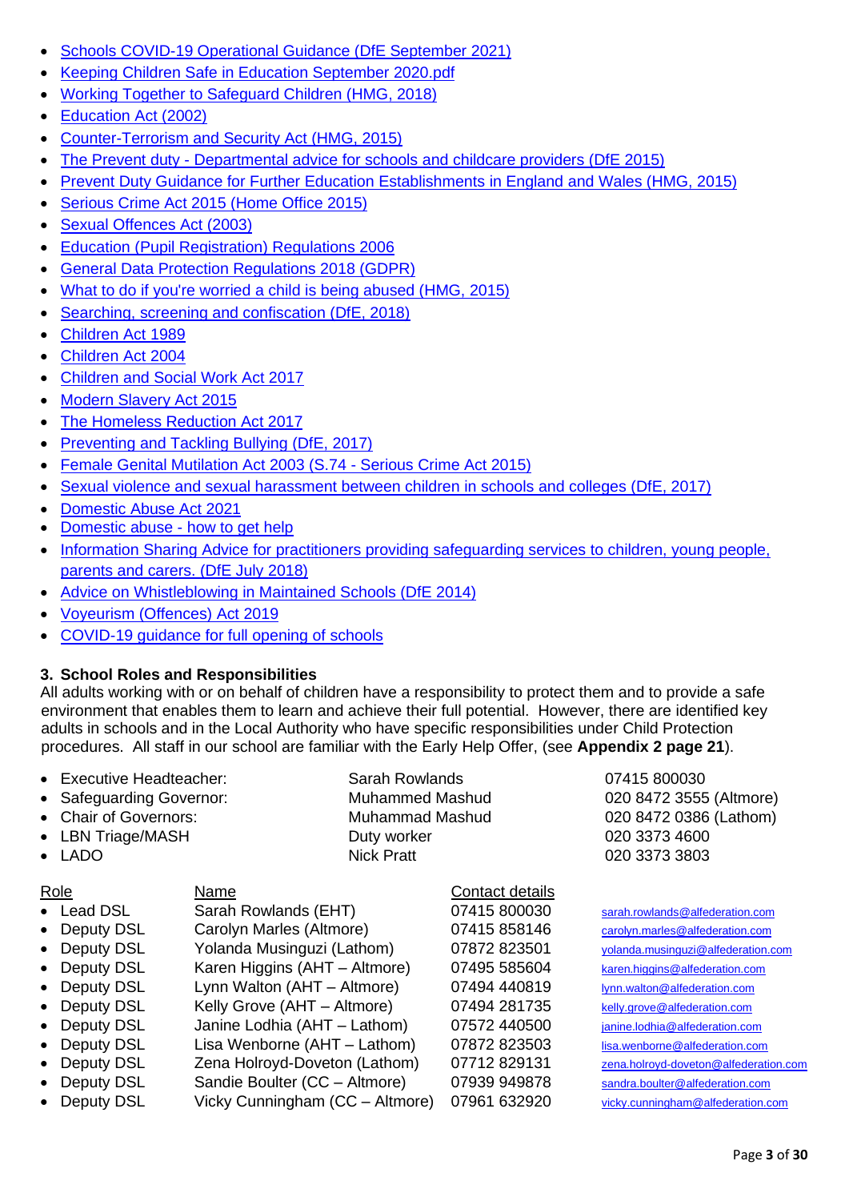- [Schools COVID-19 Operational Guidance (DfE September 2021)]
- [Keeping Children Safe in Education September 2020.pdf]
- [Working Together to Safeguard Children (HMG, 2018)]
- [Education Act (2002)]
- [Counter-Terrorism and Security Act (HMG, 2015)]
- [The Prevent duty - Departmental advice for schools and childcare providers (DfE 2015)]
- [Prevent Duty Guidance for Further Education Establishments in England and Wales (HMG, 2015)]
- [Serious Crime Act 2015 (Home Office 2015)]
- [Sexual Offences Act (2003)]
- [Education (Pupil Registration) Regulations 2006]
- [General Data Protection Regulations 2018 (GDPR)]
- [What to do if you're worried a child is being abused (HMG, 2015)]
- [Searching, screening and confiscation (DfE, 2018)]
- [Children Act 1989]
- [Children Act 2004]
- [Children and Social Work Act 2017]
- [Modern Slavery Act 2015]
- [The Homeless Reduction Act 2017]
- [Preventing and Tackling Bullying (DfE, 2017)]
- [Female Genital Mutilation Act 2003 (S.74 - Serious Crime Act 2015)]
- [Sexual violence and sexual harassment between children in schools and colleges (DfE, 2017)]
- [Domestic Abuse Act 2021]
- [Domestic abuse - how to get help]
- [Information Sharing Advice for practitioners providing safeguarding services to children, young people, parents and carers. (DfE July 2018)]
- [Advice on Whistleblowing in Maintained Schools (DfE 2014)]
- [Voyeurism (Offences) Act 2019]
- [COVID-19 guidance for full opening of schools]

### 3. School Roles and Responsibilities

All adults working with or on behalf of children have a responsibility to protect them and to provide a safe environment that enables them to learn and achieve their full potential. However, there are identified key adults in schools and in the Local Authority who have specific responsibilities under Child Protection procedures. All staff in our school are familiar with the Early Help Offer, (see **Appendix 2 page 21**).

| | | |
|---|---|---|
| Executive Headteacher: | Sarah Rowlands | 07415 800030 |
| Safeguarding Governor: | Muhammed Mashud | 020 8472 3555 (Altmore) |
| Chair of Governors: | Muhammad Mashud | 020 8472 0386 (Lathom) |
| LBN Triage/MASH | Duty worker | 020 3373 4600 |
| LADO | Nick Pratt | 020 3373 3803 |

| Role | Name | Contact details | |
|---|---|---|---|
| Lead DSL | Sarah Rowlands (EHT) | 07415 800030 | sarah.rowlands@alfederation.com |
| Deputy DSL | Carolyn Marles (Altmore) | 07415 858146 | carolyn.marles@alfederation.com |
| Deputy DSL | Yolanda Musinguzi (Lathom) | 07872 823501 | yolanda.musinguzi@alfederation.com |
| Deputy DSL | Karen Higgins (AHT – Altmore) | 07495 585604 | karen.higgins@alfederation.com |
| Deputy DSL | Lynn Walton (AHT – Altmore) | 07494 440819 | lynn.walton@alfederation.com |
| Deputy DSL | Kelly Grove (AHT – Altmore) | 07494 281735 | kelly.grove@alfederation.com |
| Deputy DSL | Janine Lodhia (AHT – Lathom) | 07572 440500 | janine.lodhia@alfederation.com |
| Deputy DSL | Lisa Wenborne (AHT – Lathom) | 07872 823503 | lisa.wenborne@alfederation.com |
| Deputy DSL | Zena Holroyd-Doveton (Lathom) | 07712 829131 | zena.holroyd-doveton@alfederation.com |
| Deputy DSL | Sandie Boulter (CC – Altmore) | 07939 949878 | sandra.boulter@alfederation.com |
| Deputy DSL | Vicky Cunningham (CC – Altmore) | 07961 632920 | vicky.cunningham@alfederation.com |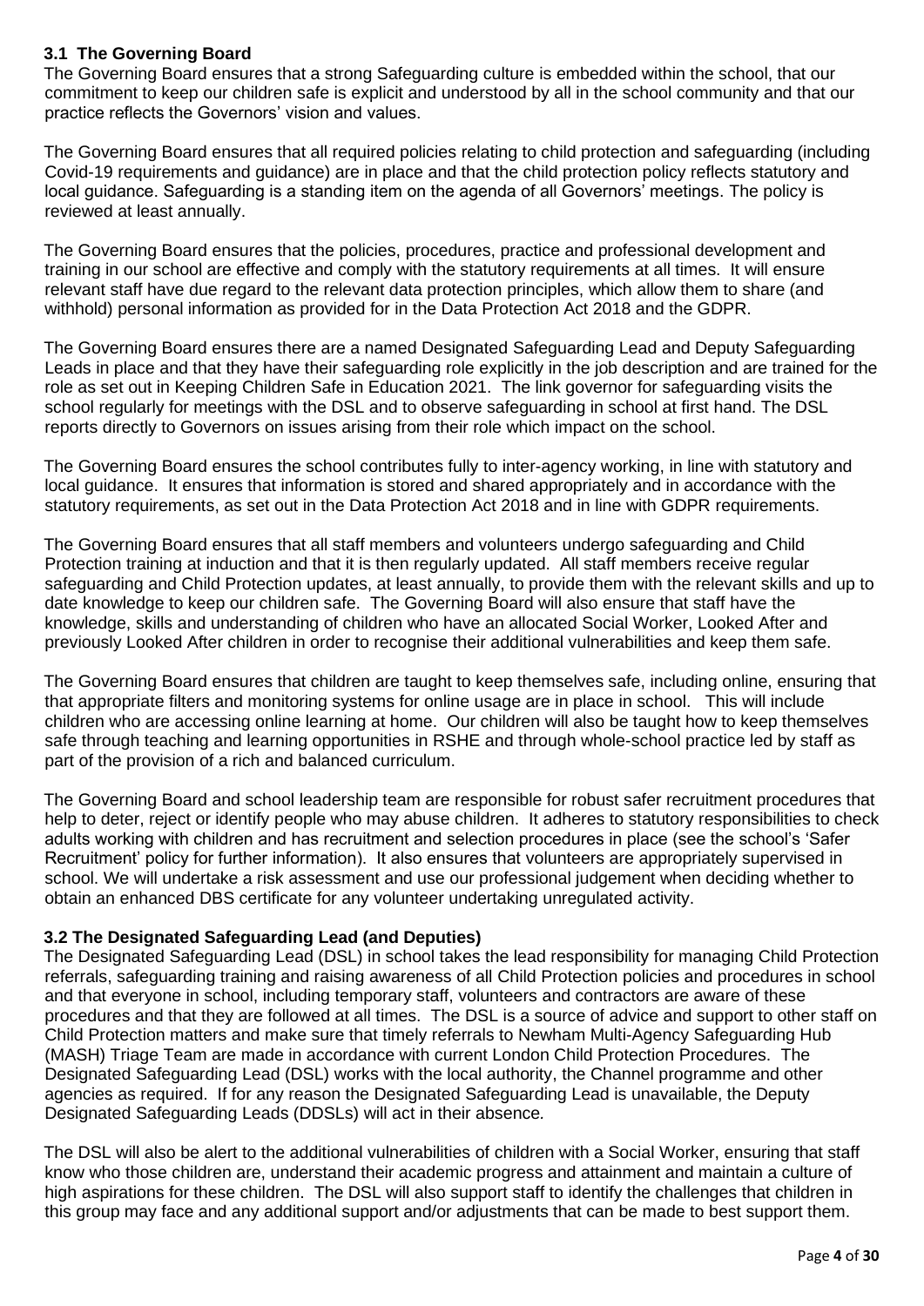### 3.1 The Governing Board

The Governing Board ensures that a strong Safeguarding culture is embedded within the school, that our commitment to keep our children safe is explicit and understood by all in the school community and that our practice reflects the Governors' vision and values.

The Governing Board ensures that all required policies relating to child protection and safeguarding (including Covid-19 requirements and guidance) are in place and that the child protection policy reflects statutory and local guidance. Safeguarding is a standing item on the agenda of all Governors' meetings. The policy is reviewed at least annually.

The Governing Board ensures that the policies, procedures, practice and professional development and training in our school are effective and comply with the statutory requirements at all times. It will ensure relevant staff have due regard to the relevant data protection principles, which allow them to share (and withhold) personal information as provided for in the Data Protection Act 2018 and the GDPR.

The Governing Board ensures there are a named Designated Safeguarding Lead and Deputy Safeguarding Leads in place and that they have their safeguarding role explicitly in the job description and are trained for the role as set out in Keeping Children Safe in Education 2021. The link governor for safeguarding visits the school regularly for meetings with the DSL and to observe safeguarding in school at first hand. The DSL reports directly to Governors on issues arising from their role which impact on the school.

The Governing Board ensures the school contributes fully to inter-agency working, in line with statutory and local guidance. It ensures that information is stored and shared appropriately and in accordance with the statutory requirements, as set out in the Data Protection Act 2018 and in line with GDPR requirements.

The Governing Board ensures that all staff members and volunteers undergo safeguarding and Child Protection training at induction and that it is then regularly updated. All staff members receive regular safeguarding and Child Protection updates, at least annually, to provide them with the relevant skills and up to date knowledge to keep our children safe. The Governing Board will also ensure that staff have the knowledge, skills and understanding of children who have an allocated Social Worker, Looked After and previously Looked After children in order to recognise their additional vulnerabilities and keep them safe.

The Governing Board ensures that children are taught to keep themselves safe, including online, ensuring that that appropriate filters and monitoring systems for online usage are in place in school. This will include children who are accessing online learning at home. Our children will also be taught how to keep themselves safe through teaching and learning opportunities in RSHE and through whole-school practice led by staff as part of the provision of a rich and balanced curriculum.

The Governing Board and school leadership team are responsible for robust safer recruitment procedures that help to deter, reject or identify people who may abuse children. It adheres to statutory responsibilities to check adults working with children and has recruitment and selection procedures in place (see the school's 'Safer Recruitment' policy for further information). It also ensures that volunteers are appropriately supervised in school. We will undertake a risk assessment and use our professional judgement when deciding whether to obtain an enhanced DBS certificate for any volunteer undertaking unregulated activity.

### 3.2 The Designated Safeguarding Lead (and Deputies)

The Designated Safeguarding Lead (DSL) in school takes the lead responsibility for managing Child Protection referrals, safeguarding training and raising awareness of all Child Protection policies and procedures in school and that everyone in school, including temporary staff, volunteers and contractors are aware of these procedures and that they are followed at all times. The DSL is a source of advice and support to other staff on Child Protection matters and make sure that timely referrals to Newham Multi-Agency Safeguarding Hub (MASH) Triage Team are made in accordance with current London Child Protection Procedures. The Designated Safeguarding Lead (DSL) works with the local authority, the Channel programme and other agencies as required. If for any reason the Designated Safeguarding Lead is unavailable, the Deputy Designated Safeguarding Leads (DDSLs) will act in their absence.

The DSL will also be alert to the additional vulnerabilities of children with a Social Worker, ensuring that staff know who those children are, understand their academic progress and attainment and maintain a culture of high aspirations for these children. The DSL will also support staff to identify the challenges that children in this group may face and any additional support and/or adjustments that can be made to best support them.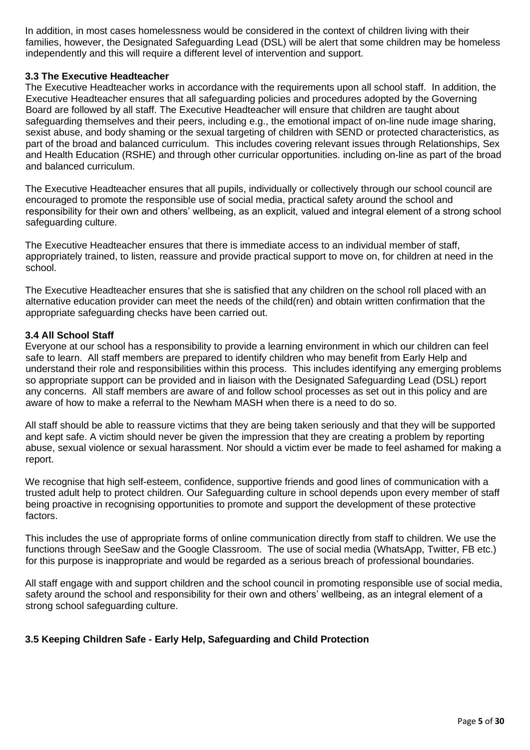In addition, in most cases homelessness would be considered in the context of children living with their families, however, the Designated Safeguarding Lead (DSL) will be alert that some children may be homeless independently and this will require a different level of intervention and support.

### 3.3 The Executive Headteacher

The Executive Headteacher works in accordance with the requirements upon all school staff. In addition, the Executive Headteacher ensures that all safeguarding policies and procedures adopted by the Governing Board are followed by all staff. The Executive Headteacher will ensure that children are taught about safeguarding themselves and their peers, including e.g., the emotional impact of on-line nude image sharing, sexist abuse, and body shaming or the sexual targeting of children with SEND or protected characteristics, as part of the broad and balanced curriculum. This includes covering relevant issues through Relationships, Sex and Health Education (RSHE) and through other curricular opportunities. including on-line as part of the broad and balanced curriculum.

The Executive Headteacher ensures that all pupils, individually or collectively through our school council are encouraged to promote the responsible use of social media, practical safety around the school and responsibility for their own and others' wellbeing, as an explicit, valued and integral element of a strong school safeguarding culture.

The Executive Headteacher ensures that there is immediate access to an individual member of staff, appropriately trained, to listen, reassure and provide practical support to move on, for children at need in the school.

The Executive Headteacher ensures that she is satisfied that any children on the school roll placed with an alternative education provider can meet the needs of the child(ren) and obtain written confirmation that the appropriate safeguarding checks have been carried out.

### 3.4 All School Staff

Everyone at our school has a responsibility to provide a learning environment in which our children can feel safe to learn. All staff members are prepared to identify children who may benefit from Early Help and understand their role and responsibilities within this process. This includes identifying any emerging problems so appropriate support can be provided and in liaison with the Designated Safeguarding Lead (DSL) report any concerns. All staff members are aware of and follow school processes as set out in this policy and are aware of how to make a referral to the Newham MASH when there is a need to do so.

All staff should be able to reassure victims that they are being taken seriously and that they will be supported and kept safe. A victim should never be given the impression that they are creating a problem by reporting abuse, sexual violence or sexual harassment. Nor should a victim ever be made to feel ashamed for making a report.

We recognise that high self-esteem, confidence, supportive friends and good lines of communication with a trusted adult help to protect children. Our Safeguarding culture in school depends upon every member of staff being proactive in recognising opportunities to promote and support the development of these protective factors.

This includes the use of appropriate forms of online communication directly from staff to children. We use the functions through SeeSaw and the Google Classroom. The use of social media (WhatsApp, Twitter, FB etc.) for this purpose is inappropriate and would be regarded as a serious breach of professional boundaries.

All staff engage with and support children and the school council in promoting responsible use of social media, safety around the school and responsibility for their own and others' wellbeing, as an integral element of a strong school safeguarding culture.

### 3.5 Keeping Children Safe - Early Help, Safeguarding and Child Protection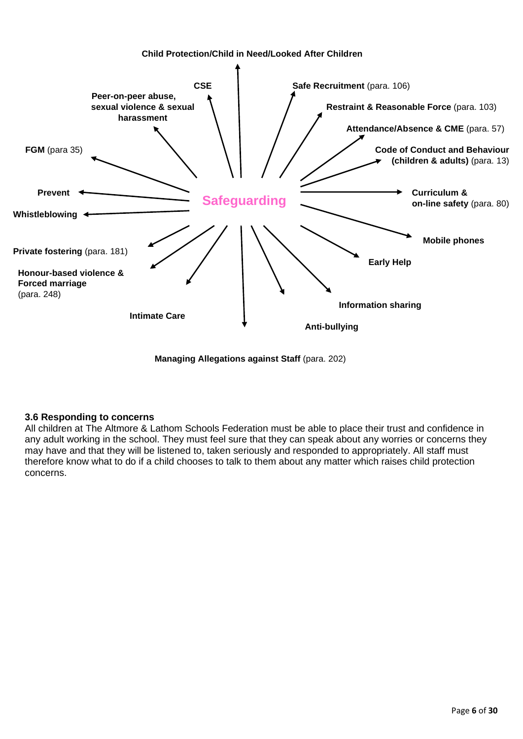**Child Protection/Child in Need/Looked After Children**

**Safeguarding**

- **CSE**
- **Peer-on-peer abuse, sexual violence & sexual harassment**
- **FGM** (para 35)
- **Prevent**
- **Whistleblowing**
- **Private fostering** (para. 181)
- **Honour-based violence & Forced marriage** (para. 248)
- **Intimate Care**
- **Managing Allegations against Staff** (para. 202)
- **Anti-bullying**
- **Information sharing**
- **Early Help**
- **Mobile phones**
- **Curriculum & on-line safety** (para. 80)
- **Code of Conduct and Behaviour (children & adults)** (para. 13)
- **Attendance/Absence & CME** (para. 57)
- **Restraint & Reasonable Force** (para. 103)
- **Safe Recruitment** (para. 106)

### 3.6 Responding to concerns

All children at The Altmore & Lathom Schools Federation must be able to place their trust and confidence in any adult working in the school. They must feel sure that they can speak about any worries or concerns they may have and that they will be listened to, taken seriously and responded to appropriately. All staff must therefore know what to do if a child chooses to talk to them about any matter which raises child protection concerns.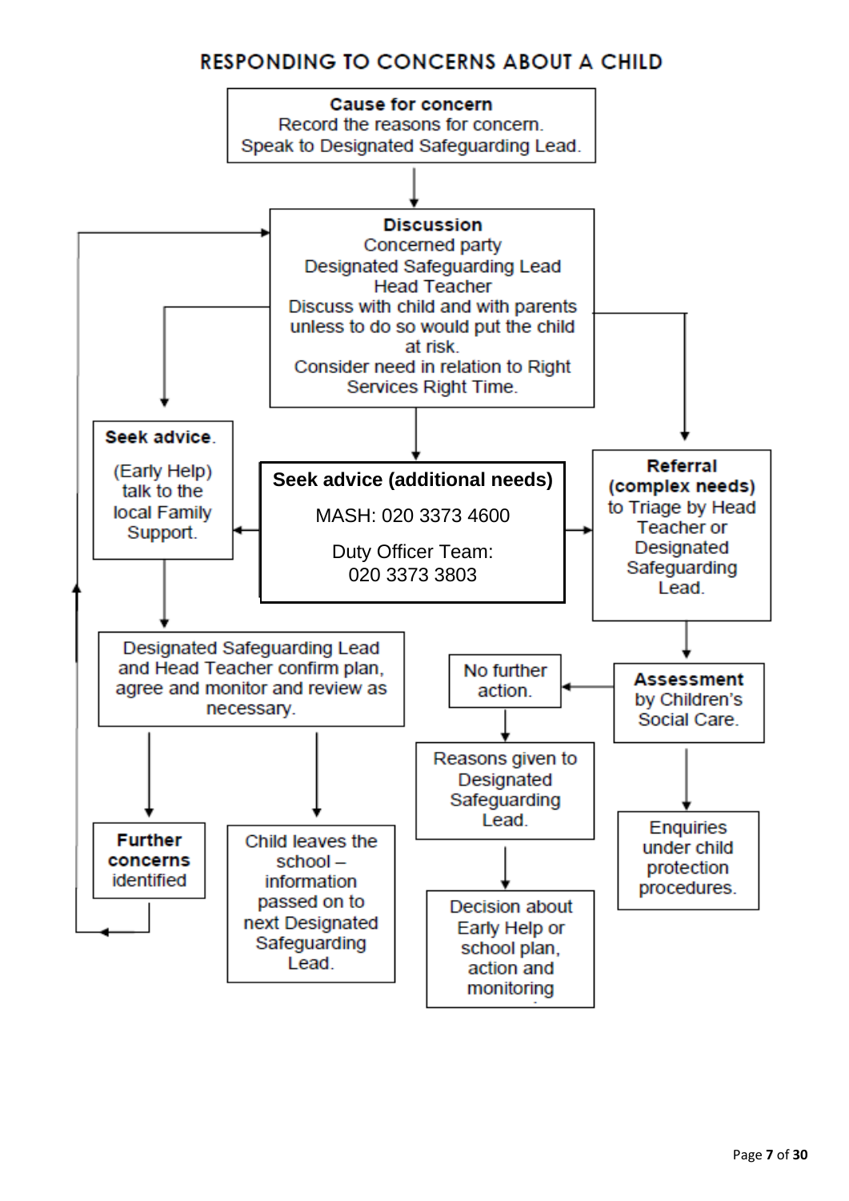## RESPONDING TO CONCERNS ABOUT A CHILD

**Cause for concern**
Record the reasons for concern.
Speak to Designated Safeguarding Lead.

**Discussion**
Concerned party
Designated Safeguarding Lead
Head Teacher
Discuss with child and with parents unless to do so would put the child at risk.
Consider need in relation to Right Services Right Time.

**Seek advice.**
(Early Help) talk to the local Family Support.

**Seek advice (additional needs)**
MASH: 020 3373 4600
Duty Officer Team: 020 3373 3803

**Referral (complex needs)** to Triage by Head Teacher or Designated Safeguarding Lead.

Designated Safeguarding Lead and Head Teacher confirm plan, agree and monitor and review as necessary.

**Further concerns** identified

Child leaves the school – information passed on to next Designated Safeguarding Lead.

**Assessment** by Children's Social Care.

No further action.

Reasons given to Designated Safeguarding Lead.

Decision about Early Help or school plan, action and monitoring

Enquiries under child protection procedures.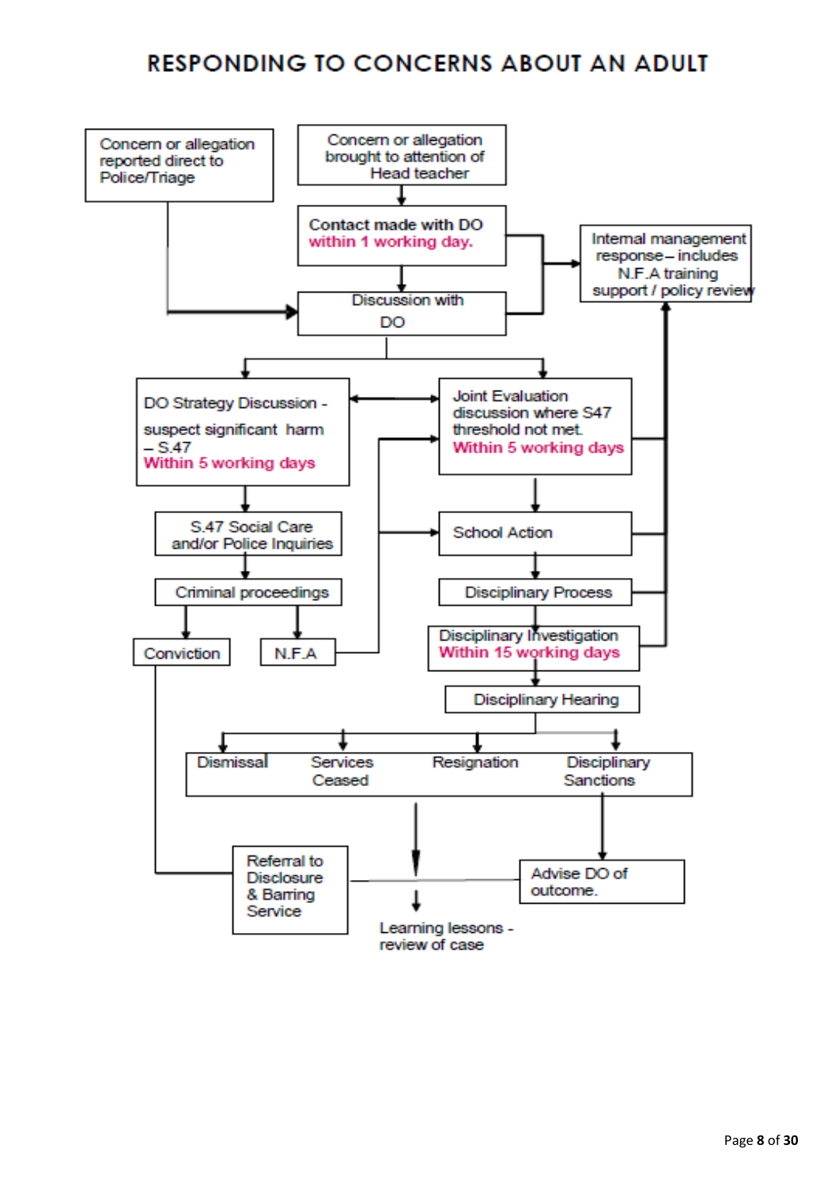# RESPONDING TO CONCERNS ABOUT AN ADULT

Concern or allegation reported direct to Police/Triage

Concern or allegation brought to attention of Head teacher

Contact made with DO within 1 working day.

Internal management response – includes N.F.A training support / policy review

Discussion with DO

DO Strategy Discussion - suspect significant harm – S.47 Within 5 working days

Joint Evaluation discussion where S47 threshold not met. Within 5 working days

S.47 Social Care and/or Police Inquiries

School Action

Criminal proceedings

Disciplinary Process

Conviction

N.F.A

Disciplinary Investigation Within 15 working days

Disciplinary Hearing

Dismissal

Services Ceased

Resignation

Disciplinary Sanctions

Referral to Disclosure & Barring Service

Advise DO of outcome.

Learning lessons - review of case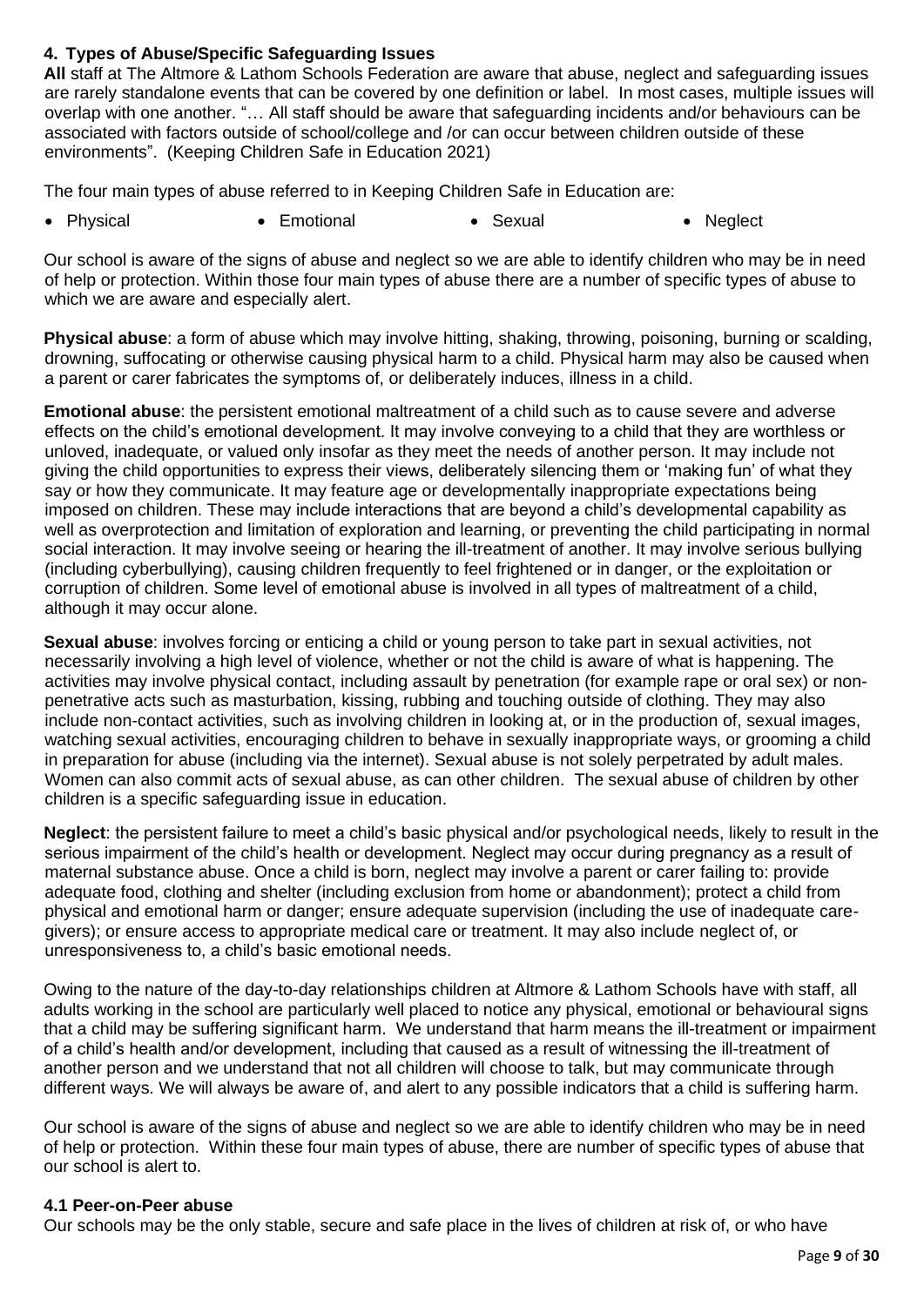## 4. Types of Abuse/Specific Safeguarding Issues

**All** staff at The Altmore & Lathom Schools Federation are aware that abuse, neglect and safeguarding issues are rarely standalone events that can be covered by one definition or label. In most cases, multiple issues will overlap with one another. "… All staff should be aware that safeguarding incidents and/or behaviours can be associated with factors outside of school/college and /or can occur between children outside of these environments". (Keeping Children Safe in Education 2021)

The four main types of abuse referred to in Keeping Children Safe in Education are:

- Physical
- Emotional
- Sexual
- Neglect

Our school is aware of the signs of abuse and neglect so we are able to identify children who may be in need of help or protection. Within those four main types of abuse there are a number of specific types of abuse to which we are aware and especially alert.

**Physical abuse**: a form of abuse which may involve hitting, shaking, throwing, poisoning, burning or scalding, drowning, suffocating or otherwise causing physical harm to a child. Physical harm may also be caused when a parent or carer fabricates the symptoms of, or deliberately induces, illness in a child.

**Emotional abuse**: the persistent emotional maltreatment of a child such as to cause severe and adverse effects on the child's emotional development. It may involve conveying to a child that they are worthless or unloved, inadequate, or valued only insofar as they meet the needs of another person. It may include not giving the child opportunities to express their views, deliberately silencing them or 'making fun' of what they say or how they communicate. It may feature age or developmentally inappropriate expectations being imposed on children. These may include interactions that are beyond a child's developmental capability as well as overprotection and limitation of exploration and learning, or preventing the child participating in normal social interaction. It may involve seeing or hearing the ill-treatment of another. It may involve serious bullying (including cyberbullying), causing children frequently to feel frightened or in danger, or the exploitation or corruption of children. Some level of emotional abuse is involved in all types of maltreatment of a child, although it may occur alone.

**Sexual abuse**: involves forcing or enticing a child or young person to take part in sexual activities, not necessarily involving a high level of violence, whether or not the child is aware of what is happening. The activities may involve physical contact, including assault by penetration (for example rape or oral sex) or non-penetrative acts such as masturbation, kissing, rubbing and touching outside of clothing. They may also include non-contact activities, such as involving children in looking at, or in the production of, sexual images, watching sexual activities, encouraging children to behave in sexually inappropriate ways, or grooming a child in preparation for abuse (including via the internet). Sexual abuse is not solely perpetrated by adult males. Women can also commit acts of sexual abuse, as can other children. The sexual abuse of children by other children is a specific safeguarding issue in education.

**Neglect**: the persistent failure to meet a child's basic physical and/or psychological needs, likely to result in the serious impairment of the child's health or development. Neglect may occur during pregnancy as a result of maternal substance abuse. Once a child is born, neglect may involve a parent or carer failing to: provide adequate food, clothing and shelter (including exclusion from home or abandonment); protect a child from physical and emotional harm or danger; ensure adequate supervision (including the use of inadequate care-givers); or ensure access to appropriate medical care or treatment. It may also include neglect of, or unresponsiveness to, a child's basic emotional needs.

Owing to the nature of the day-to-day relationships children at Altmore & Lathom Schools have with staff, all adults working in the school are particularly well placed to notice any physical, emotional or behavioural signs that a child may be suffering significant harm. We understand that harm means the ill-treatment or impairment of a child's health and/or development, including that caused as a result of witnessing the ill-treatment of another person and we understand that not all children will choose to talk, but may communicate through different ways. We will always be aware of, and alert to any possible indicators that a child is suffering harm.

Our school is aware of the signs of abuse and neglect so we are able to identify children who may be in need of help or protection. Within these four main types of abuse, there are number of specific types of abuse that our school is alert to.

### 4.1 Peer-on-Peer abuse

Our schools may be the only stable, secure and safe place in the lives of children at risk of, or who have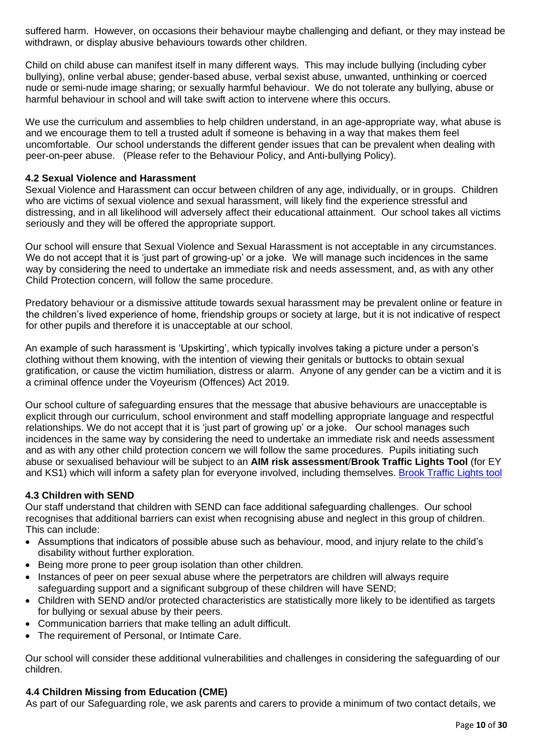suffered harm. However, on occasions their behaviour maybe challenging and defiant, or they may instead be withdrawn, or display abusive behaviours towards other children.

Child on child abuse can manifest itself in many different ways. This may include bullying (including cyber bullying), online verbal abuse; gender-based abuse, verbal sexist abuse, unwanted, unthinking or coerced nude or semi-nude image sharing; or sexually harmful behaviour. We do not tolerate any bullying, abuse or harmful behaviour in school and will take swift action to intervene where this occurs.

We use the curriculum and assemblies to help children understand, in an age-appropriate way, what abuse is and we encourage them to tell a trusted adult if someone is behaving in a way that makes them feel uncomfortable. Our school understands the different gender issues that can be prevalent when dealing with peer-on-peer abuse. (Please refer to the Behaviour Policy, and Anti-bullying Policy).

### 4.2 Sexual Violence and Harassment

Sexual Violence and Harassment can occur between children of any age, individually, or in groups. Children who are victims of sexual violence and sexual harassment, will likely find the experience stressful and distressing, and in all likelihood will adversely affect their educational attainment. Our school takes all victims seriously and they will be offered the appropriate support.

Our school will ensure that Sexual Violence and Sexual Harassment is not acceptable in any circumstances. We do not accept that it is 'just part of growing-up' or a joke. We will manage such incidences in the same way by considering the need to undertake an immediate risk and needs assessment, and, as with any other Child Protection concern, will follow the same procedure.

Predatory behaviour or a dismissive attitude towards sexual harassment may be prevalent online or feature in the children's lived experience of home, friendship groups or society at large, but it is not indicative of respect for other pupils and therefore it is unacceptable at our school.

An example of such harassment is 'Upskirting', which typically involves taking a picture under a person's clothing without them knowing, with the intention of viewing their genitals or buttocks to obtain sexual gratification, or cause the victim humiliation, distress or alarm. Anyone of any gender can be a victim and it is a criminal offence under the Voyeurism (Offences) Act 2019.

Our school culture of safeguarding ensures that the message that abusive behaviours are unacceptable is explicit through our curriculum, school environment and staff modelling appropriate language and respectful relationships. We do not accept that it is 'just part of growing up' or a joke. Our school manages such incidences in the same way by considering the need to undertake an immediate risk and needs assessment and as with any other child protection concern we will follow the same procedures. Pupils initiating such abuse or sexualised behaviour will be subject to an **AIM risk assessment**/**Brook Traffic Lights Tool** (for EY and KS1) which will inform a safety plan for everyone involved, including themselves. Brook Traffic Lights tool

### 4.3 Children with SEND

Our staff understand that children with SEND can face additional safeguarding challenges. Our school recognises that additional barriers can exist when recognising abuse and neglect in this group of children. This can include:

- Assumptions that indicators of possible abuse such as behaviour, mood, and injury relate to the child's disability without further exploration.
- Being more prone to peer group isolation than other children.
- Instances of peer on peer sexual abuse where the perpetrators are children will always require safeguarding support and a significant subgroup of these children will have SEND;
- Children with SEND and/or protected characteristics are statistically more likely to be identified as targets for bullying or sexual abuse by their peers.
- Communication barriers that make telling an adult difficult.
- The requirement of Personal, or Intimate Care.

Our school will consider these additional vulnerabilities and challenges in considering the safeguarding of our children.

### 4.4 Children Missing from Education (CME)

As part of our Safeguarding role, we ask parents and carers to provide a minimum of two contact details, we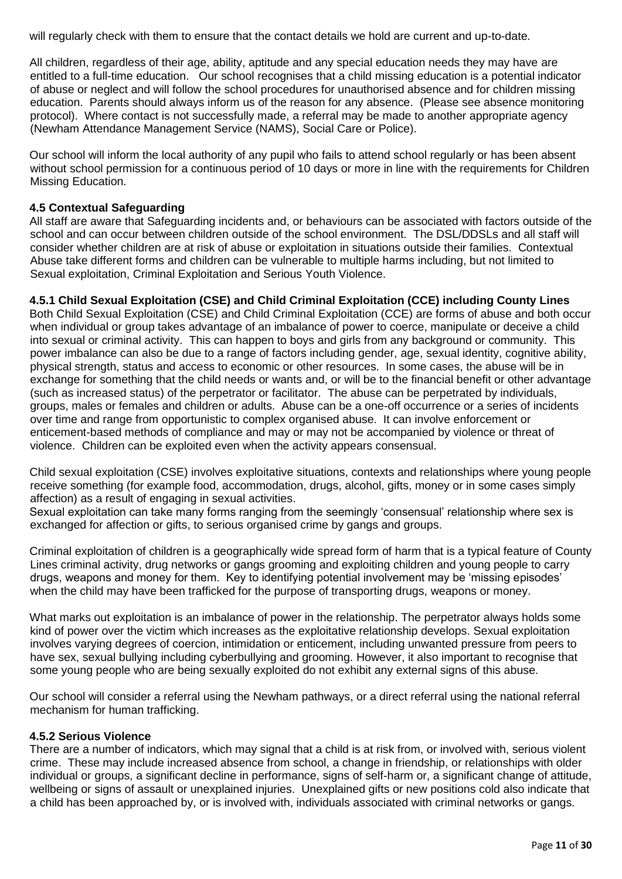will regularly check with them to ensure that the contact details we hold are current and up-to-date.

All children, regardless of their age, ability, aptitude and any special education needs they may have are entitled to a full-time education. Our school recognises that a child missing education is a potential indicator of abuse or neglect and will follow the school procedures for unauthorised absence and for children missing education. Parents should always inform us of the reason for any absence. (Please see absence monitoring protocol). Where contact is not successfully made, a referral may be made to another appropriate agency (Newham Attendance Management Service (NAMS), Social Care or Police).

Our school will inform the local authority of any pupil who fails to attend school regularly or has been absent without school permission for a continuous period of 10 days or more in line with the requirements for Children Missing Education.

### 4.5 Contextual Safeguarding

All staff are aware that Safeguarding incidents and, or behaviours can be associated with factors outside of the school and can occur between children outside of the school environment. The DSL/DDSLs and all staff will consider whether children are at risk of abuse or exploitation in situations outside their families. Contextual Abuse take different forms and children can be vulnerable to multiple harms including, but not limited to Sexual exploitation, Criminal Exploitation and Serious Youth Violence.

#### 4.5.1 Child Sexual Exploitation (CSE) and Child Criminal Exploitation (CCE) including County Lines

Both Child Sexual Exploitation (CSE) and Child Criminal Exploitation (CCE) are forms of abuse and both occur when individual or group takes advantage of an imbalance of power to coerce, manipulate or deceive a child into sexual or criminal activity. This can happen to boys and girls from any background or community. This power imbalance can also be due to a range of factors including gender, age, sexual identity, cognitive ability, physical strength, status and access to economic or other resources. In some cases, the abuse will be in exchange for something that the child needs or wants and, or will be to the financial benefit or other advantage (such as increased status) of the perpetrator or facilitator. The abuse can be perpetrated by individuals, groups, males or females and children or adults. Abuse can be a one-off occurrence or a series of incidents over time and range from opportunistic to complex organised abuse. It can involve enforcement or enticement-based methods of compliance and may or may not be accompanied by violence or threat of violence. Children can be exploited even when the activity appears consensual.

Child sexual exploitation (CSE) involves exploitative situations, contexts and relationships where young people receive something (for example food, accommodation, drugs, alcohol, gifts, money or in some cases simply affection) as a result of engaging in sexual activities.
Sexual exploitation can take many forms ranging from the seemingly 'consensual' relationship where sex is exchanged for affection or gifts, to serious organised crime by gangs and groups.

Criminal exploitation of children is a geographically wide spread form of harm that is a typical feature of County Lines criminal activity, drug networks or gangs grooming and exploiting children and young people to carry drugs, weapons and money for them. Key to identifying potential involvement may be 'missing episodes' when the child may have been trafficked for the purpose of transporting drugs, weapons or money.

What marks out exploitation is an imbalance of power in the relationship. The perpetrator always holds some kind of power over the victim which increases as the exploitative relationship develops. Sexual exploitation involves varying degrees of coercion, intimidation or enticement, including unwanted pressure from peers to have sex, sexual bullying including cyberbullying and grooming. However, it also important to recognise that some young people who are being sexually exploited do not exhibit any external signs of this abuse.

Our school will consider a referral using the Newham pathways, or a direct referral using the national referral mechanism for human trafficking.

#### 4.5.2 Serious Violence

There are a number of indicators, which may signal that a child is at risk from, or involved with, serious violent crime. These may include increased absence from school, a change in friendship, or relationships with older individual or groups, a significant decline in performance, signs of self-harm or, a significant change of attitude, wellbeing or signs of assault or unexplained injuries. Unexplained gifts or new positions cold also indicate that a child has been approached by, or is involved with, individuals associated with criminal networks or gangs.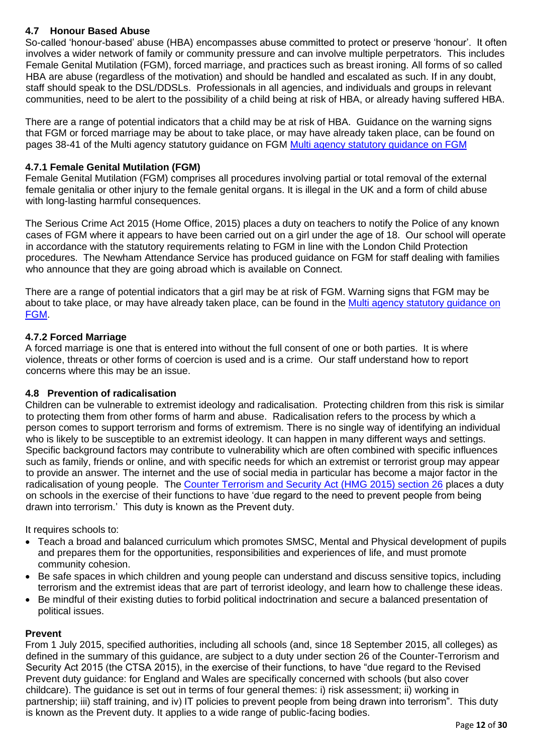### 4.7 Honour Based Abuse

So-called 'honour-based' abuse (HBA) encompasses abuse committed to protect or preserve 'honour'. It often involves a wider network of family or community pressure and can involve multiple perpetrators. This includes Female Genital Mutilation (FGM), forced marriage, and practices such as breast ironing. All forms of so called HBA are abuse (regardless of the motivation) and should be handled and escalated as such. If in any doubt, staff should speak to the DSL/DDSLs. Professionals in all agencies, and individuals and groups in relevant communities, need to be alert to the possibility of a child being at risk of HBA, or already having suffered HBA.

There are a range of potential indicators that a child may be at risk of HBA. Guidance on the warning signs that FGM or forced marriage may be about to take place, or may have already taken place, can be found on pages 38-41 of the Multi agency statutory guidance on FGM [Multi agency statutory guidance on FGM]

#### 4.7.1 Female Genital Mutilation (FGM)

Female Genital Mutilation (FGM) comprises all procedures involving partial or total removal of the external female genitalia or other injury to the female genital organs. It is illegal in the UK and a form of child abuse with long-lasting harmful consequences.

The Serious Crime Act 2015 (Home Office, 2015) places a duty on teachers to notify the Police of any known cases of FGM where it appears to have been carried out on a girl under the age of 18. Our school will operate in accordance with the statutory requirements relating to FGM in line with the London Child Protection procedures. The Newham Attendance Service has produced guidance on FGM for staff dealing with families who announce that they are going abroad which is available on Connect.

There are a range of potential indicators that a girl may be at risk of FGM. Warning signs that FGM may be about to take place, or may have already taken place, can be found in the [Multi agency statutory guidance on FGM].

#### 4.7.2 Forced Marriage

A forced marriage is one that is entered into without the full consent of one or both parties. It is where violence, threats or other forms of coercion is used and is a crime. Our staff understand how to report concerns where this may be an issue.

### 4.8 Prevention of radicalisation

Children can be vulnerable to extremist ideology and radicalisation. Protecting children from this risk is similar to protecting them from other forms of harm and abuse. Radicalisation refers to the process by which a person comes to support terrorism and forms of extremism. There is no single way of identifying an individual who is likely to be susceptible to an extremist ideology. It can happen in many different ways and settings. Specific background factors may contribute to vulnerability which are often combined with specific influences such as family, friends or online, and with specific needs for which an extremist or terrorist group may appear to provide an answer. The internet and the use of social media in particular has become a major factor in the radicalisation of young people. The [Counter Terrorism and Security Act (HMG 2015) section 26] places a duty on schools in the exercise of their functions to have 'due regard to the need to prevent people from being drawn into terrorism.' This duty is known as the Prevent duty.

It requires schools to:

- Teach a broad and balanced curriculum which promotes SMSC, Mental and Physical development of pupils and prepares them for the opportunities, responsibilities and experiences of life, and must promote community cohesion.
- Be safe spaces in which children and young people can understand and discuss sensitive topics, including terrorism and the extremist ideas that are part of terrorist ideology, and learn how to challenge these ideas.
- Be mindful of their existing duties to forbid political indoctrination and secure a balanced presentation of political issues.

**Prevent**

From 1 July 2015, specified authorities, including all schools (and, since 18 September 2015, all colleges) as defined in the summary of this guidance, are subject to a duty under section 26 of the Counter-Terrorism and Security Act 2015 (the CTSA 2015), in the exercise of their functions, to have "due regard to the Revised Prevent duty guidance: for England and Wales are specifically concerned with schools (but also cover childcare). The guidance is set out in terms of four general themes: i) risk assessment; ii) working in partnership; iii) staff training, and iv) IT policies to prevent people from being drawn into terrorism". This duty is known as the Prevent duty. It applies to a wide range of public-facing bodies.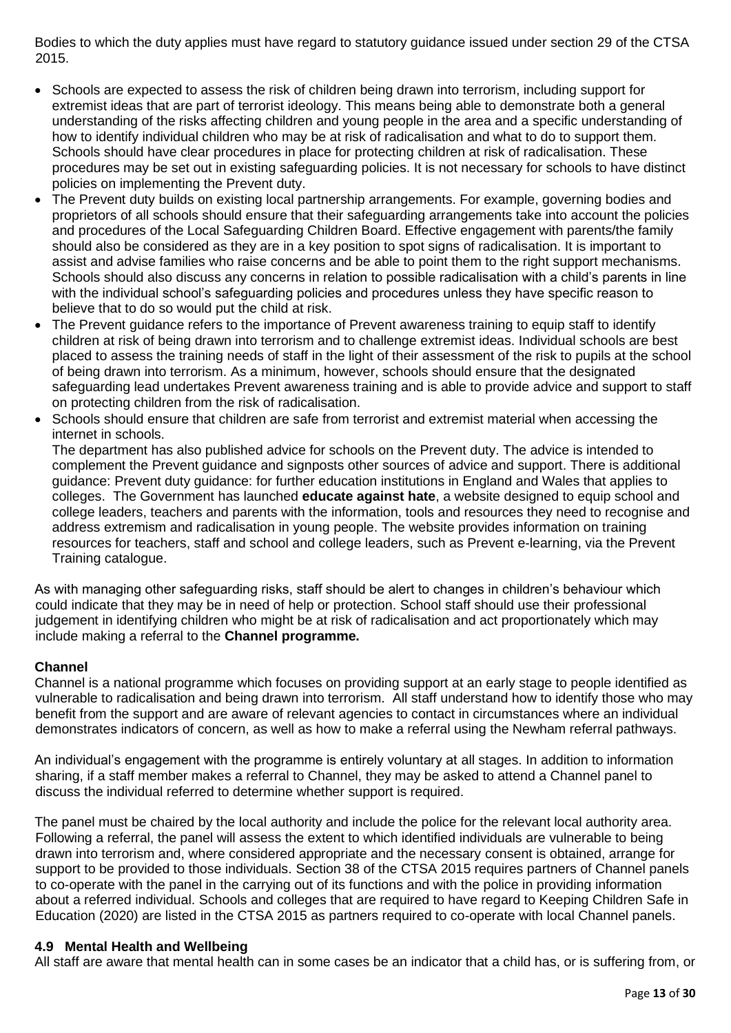Bodies to which the duty applies must have regard to statutory guidance issued under section 29 of the CTSA 2015.

- Schools are expected to assess the risk of children being drawn into terrorism, including support for extremist ideas that are part of terrorist ideology. This means being able to demonstrate both a general understanding of the risks affecting children and young people in the area and a specific understanding of how to identify individual children who may be at risk of radicalisation and what to do to support them. Schools should have clear procedures in place for protecting children at risk of radicalisation. These procedures may be set out in existing safeguarding policies. It is not necessary for schools to have distinct policies on implementing the Prevent duty.
- The Prevent duty builds on existing local partnership arrangements. For example, governing bodies and proprietors of all schools should ensure that their safeguarding arrangements take into account the policies and procedures of the Local Safeguarding Children Board. Effective engagement with parents/the family should also be considered as they are in a key position to spot signs of radicalisation. It is important to assist and advise families who raise concerns and be able to point them to the right support mechanisms. Schools should also discuss any concerns in relation to possible radicalisation with a child's parents in line with the individual school's safeguarding policies and procedures unless they have specific reason to believe that to do so would put the child at risk.
- The Prevent guidance refers to the importance of Prevent awareness training to equip staff to identify children at risk of being drawn into terrorism and to challenge extremist ideas. Individual schools are best placed to assess the training needs of staff in the light of their assessment of the risk to pupils at the school of being drawn into terrorism. As a minimum, however, schools should ensure that the designated safeguarding lead undertakes Prevent awareness training and is able to provide advice and support to staff on protecting children from the risk of radicalisation.
- Schools should ensure that children are safe from terrorist and extremist material when accessing the internet in schools.

  The department has also published advice for schools on the Prevent duty. The advice is intended to complement the Prevent guidance and signposts other sources of advice and support. There is additional guidance: Prevent duty guidance: for further education institutions in England and Wales that applies to colleges. The Government has launched **educate against hate**, a website designed to equip school and college leaders, teachers and parents with the information, tools and resources they need to recognise and address extremism and radicalisation in young people. The website provides information on training resources for teachers, staff and school and college leaders, such as Prevent e-learning, via the Prevent Training catalogue.

As with managing other safeguarding risks, staff should be alert to changes in children's behaviour which could indicate that they may be in need of help or protection. School staff should use their professional judgement in identifying children who might be at risk of radicalisation and act proportionately which may include making a referral to the **Channel programme.**

**Channel**

Channel is a national programme which focuses on providing support at an early stage to people identified as vulnerable to radicalisation and being drawn into terrorism. All staff understand how to identify those who may benefit from the support and are aware of relevant agencies to contact in circumstances where an individual demonstrates indicators of concern, as well as how to make a referral using the Newham referral pathways.

An individual's engagement with the programme is entirely voluntary at all stages. In addition to information sharing, if a staff member makes a referral to Channel, they may be asked to attend a Channel panel to discuss the individual referred to determine whether support is required.

The panel must be chaired by the local authority and include the police for the relevant local authority area. Following a referral, the panel will assess the extent to which identified individuals are vulnerable to being drawn into terrorism and, where considered appropriate and the necessary consent is obtained, arrange for support to be provided to those individuals. Section 38 of the CTSA 2015 requires partners of Channel panels to co-operate with the panel in the carrying out of its functions and with the police in providing information about a referred individual. Schools and colleges that are required to have regard to Keeping Children Safe in Education (2020) are listed in the CTSA 2015 as partners required to co-operate with local Channel panels.

### 4.9 Mental Health and Wellbeing

All staff are aware that mental health can in some cases be an indicator that a child has, or is suffering from, or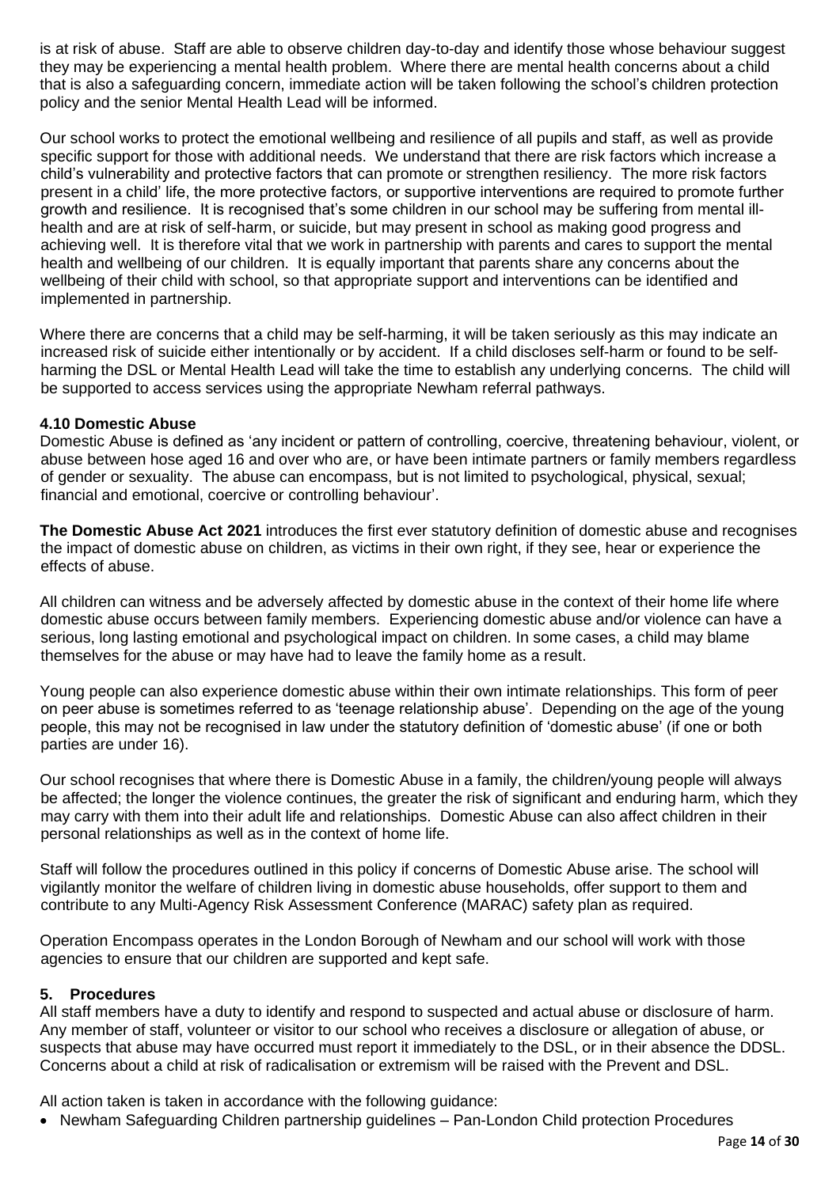is at risk of abuse. Staff are able to observe children day-to-day and identify those whose behaviour suggest they may be experiencing a mental health problem. Where there are mental health concerns about a child that is also a safeguarding concern, immediate action will be taken following the school's children protection policy and the senior Mental Health Lead will be informed.

Our school works to protect the emotional wellbeing and resilience of all pupils and staff, as well as provide specific support for those with additional needs. We understand that there are risk factors which increase a child's vulnerability and protective factors that can promote or strengthen resiliency. The more risk factors present in a child' life, the more protective factors, or supportive interventions are required to promote further growth and resilience. It is recognised that's some children in our school may be suffering from mental ill-health and are at risk of self-harm, or suicide, but may present in school as making good progress and achieving well. It is therefore vital that we work in partnership with parents and cares to support the mental health and wellbeing of our children. It is equally important that parents share any concerns about the wellbeing of their child with school, so that appropriate support and interventions can be identified and implemented in partnership.

Where there are concerns that a child may be self-harming, it will be taken seriously as this may indicate an increased risk of suicide either intentionally or by accident. If a child discloses self-harm or found to be self-harming the DSL or Mental Health Lead will take the time to establish any underlying concerns. The child will be supported to access services using the appropriate Newham referral pathways.

### 4.10 Domestic Abuse

Domestic Abuse is defined as 'any incident or pattern of controlling, coercive, threatening behaviour, violent, or abuse between hose aged 16 and over who are, or have been intimate partners or family members regardless of gender or sexuality. The abuse can encompass, but is not limited to psychological, physical, sexual; financial and emotional, coercive or controlling behaviour'.

**The Domestic Abuse Act 2021** introduces the first ever statutory definition of domestic abuse and recognises the impact of domestic abuse on children, as victims in their own right, if they see, hear or experience the effects of abuse.

All children can witness and be adversely affected by domestic abuse in the context of their home life where domestic abuse occurs between family members. Experiencing domestic abuse and/or violence can have a serious, long lasting emotional and psychological impact on children. In some cases, a child may blame themselves for the abuse or may have had to leave the family home as a result.

Young people can also experience domestic abuse within their own intimate relationships. This form of peer on peer abuse is sometimes referred to as 'teenage relationship abuse'. Depending on the age of the young people, this may not be recognised in law under the statutory definition of 'domestic abuse' (if one or both parties are under 16).

Our school recognises that where there is Domestic Abuse in a family, the children/young people will always be affected; the longer the violence continues, the greater the risk of significant and enduring harm, which they may carry with them into their adult life and relationships. Domestic Abuse can also affect children in their personal relationships as well as in the context of home life.

Staff will follow the procedures outlined in this policy if concerns of Domestic Abuse arise. The school will vigilantly monitor the welfare of children living in domestic abuse households, offer support to them and contribute to any Multi-Agency Risk Assessment Conference (MARAC) safety plan as required.

Operation Encompass operates in the London Borough of Newham and our school will work with those agencies to ensure that our children are supported and kept safe.

## 5. Procedures

All staff members have a duty to identify and respond to suspected and actual abuse or disclosure of harm. Any member of staff, volunteer or visitor to our school who receives a disclosure or allegation of abuse, or suspects that abuse may have occurred must report it immediately to the DSL, or in their absence the DDSL. Concerns about a child at risk of radicalisation or extremism will be raised with the Prevent and DSL.

All action taken is taken in accordance with the following guidance:

- Newham Safeguarding Children partnership guidelines – Pan-London Child protection Procedures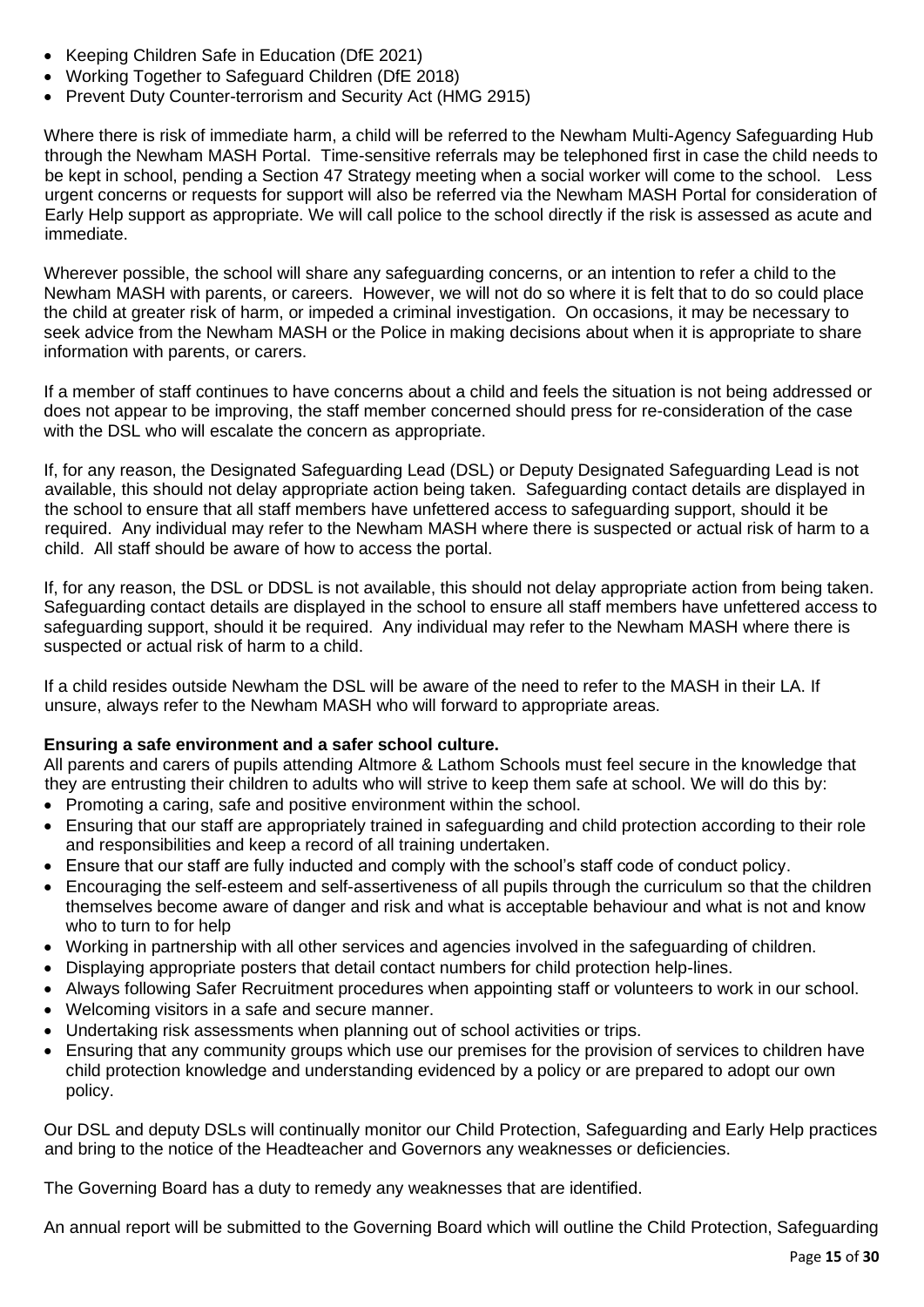- Keeping Children Safe in Education (DfE 2021)
- Working Together to Safeguard Children (DfE 2018)
- Prevent Duty Counter-terrorism and Security Act (HMG 2915)

Where there is risk of immediate harm, a child will be referred to the Newham Multi-Agency Safeguarding Hub through the Newham MASH Portal. Time-sensitive referrals may be telephoned first in case the child needs to be kept in school, pending a Section 47 Strategy meeting when a social worker will come to the school. Less urgent concerns or requests for support will also be referred via the Newham MASH Portal for consideration of Early Help support as appropriate. We will call police to the school directly if the risk is assessed as acute and immediate.

Wherever possible, the school will share any safeguarding concerns, or an intention to refer a child to the Newham MASH with parents, or careers. However, we will not do so where it is felt that to do so could place the child at greater risk of harm, or impeded a criminal investigation. On occasions, it may be necessary to seek advice from the Newham MASH or the Police in making decisions about when it is appropriate to share information with parents, or carers.

If a member of staff continues to have concerns about a child and feels the situation is not being addressed or does not appear to be improving, the staff member concerned should press for re-consideration of the case with the DSL who will escalate the concern as appropriate.

If, for any reason, the Designated Safeguarding Lead (DSL) or Deputy Designated Safeguarding Lead is not available, this should not delay appropriate action being taken. Safeguarding contact details are displayed in the school to ensure that all staff members have unfettered access to safeguarding support, should it be required. Any individual may refer to the Newham MASH where there is suspected or actual risk of harm to a child. All staff should be aware of how to access the portal.

If, for any reason, the DSL or DDSL is not available, this should not delay appropriate action from being taken. Safeguarding contact details are displayed in the school to ensure all staff members have unfettered access to safeguarding support, should it be required. Any individual may refer to the Newham MASH where there is suspected or actual risk of harm to a child.

If a child resides outside Newham the DSL will be aware of the need to refer to the MASH in their LA. If unsure, always refer to the Newham MASH who will forward to appropriate areas.

**Ensuring a safe environment and a safer school culture.**

All parents and carers of pupils attending Altmore & Lathom Schools must feel secure in the knowledge that they are entrusting their children to adults who will strive to keep them safe at school. We will do this by:

- Promoting a caring, safe and positive environment within the school.
- Ensuring that our staff are appropriately trained in safeguarding and child protection according to their role and responsibilities and keep a record of all training undertaken.
- Ensure that our staff are fully inducted and comply with the school's staff code of conduct policy.
- Encouraging the self-esteem and self-assertiveness of all pupils through the curriculum so that the children themselves become aware of danger and risk and what is acceptable behaviour and what is not and know who to turn to for help
- Working in partnership with all other services and agencies involved in the safeguarding of children.
- Displaying appropriate posters that detail contact numbers for child protection help-lines.
- Always following Safer Recruitment procedures when appointing staff or volunteers to work in our school.
- Welcoming visitors in a safe and secure manner.
- Undertaking risk assessments when planning out of school activities or trips.
- Ensuring that any community groups which use our premises for the provision of services to children have child protection knowledge and understanding evidenced by a policy or are prepared to adopt our own policy.

Our DSL and deputy DSLs will continually monitor our Child Protection, Safeguarding and Early Help practices and bring to the notice of the Headteacher and Governors any weaknesses or deficiencies.

The Governing Board has a duty to remedy any weaknesses that are identified.

An annual report will be submitted to the Governing Board which will outline the Child Protection, Safeguarding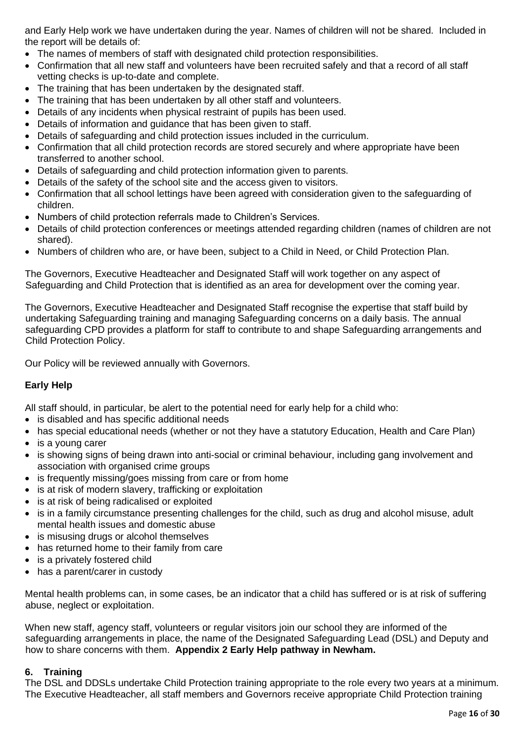and Early Help work we have undertaken during the year. Names of children will not be shared. Included in the report will be details of:

- The names of members of staff with designated child protection responsibilities.
- Confirmation that all new staff and volunteers have been recruited safely and that a record of all staff vetting checks is up-to-date and complete.
- The training that has been undertaken by the designated staff.
- The training that has been undertaken by all other staff and volunteers.
- Details of any incidents when physical restraint of pupils has been used.
- Details of information and guidance that has been given to staff.
- Details of safeguarding and child protection issues included in the curriculum.
- Confirmation that all child protection records are stored securely and where appropriate have been transferred to another school.
- Details of safeguarding and child protection information given to parents.
- Details of the safety of the school site and the access given to visitors.
- Confirmation that all school lettings have been agreed with consideration given to the safeguarding of children.
- Numbers of child protection referrals made to Children's Services.
- Details of child protection conferences or meetings attended regarding children (names of children are not shared).
- Numbers of children who are, or have been, subject to a Child in Need, or Child Protection Plan.

The Governors, Executive Headteacher and Designated Staff will work together on any aspect of Safeguarding and Child Protection that is identified as an area for development over the coming year.

The Governors, Executive Headteacher and Designated Staff recognise the expertise that staff build by undertaking Safeguarding training and managing Safeguarding concerns on a daily basis. The annual safeguarding CPD provides a platform for staff to contribute to and shape Safeguarding arrangements and Child Protection Policy.

Our Policy will be reviewed annually with Governors.

**Early Help**

All staff should, in particular, be alert to the potential need for early help for a child who:

- is disabled and has specific additional needs
- has special educational needs (whether or not they have a statutory Education, Health and Care Plan)
- is a young carer
- is showing signs of being drawn into anti-social or criminal behaviour, including gang involvement and association with organised crime groups
- is frequently missing/goes missing from care or from home
- is at risk of modern slavery, trafficking or exploitation
- is at risk of being radicalised or exploited
- is in a family circumstance presenting challenges for the child, such as drug and alcohol misuse, adult mental health issues and domestic abuse
- is misusing drugs or alcohol themselves
- has returned home to their family from care
- is a privately fostered child
- has a parent/carer in custody

Mental health problems can, in some cases, be an indicator that a child has suffered or is at risk of suffering abuse, neglect or exploitation.

When new staff, agency staff, volunteers or regular visitors join our school they are informed of the safeguarding arrangements in place, the name of the Designated Safeguarding Lead (DSL) and Deputy and how to share concerns with them. **Appendix 2 Early Help pathway in Newham.**

## 6. Training

The DSL and DDSLs undertake Child Protection training appropriate to the role every two years at a minimum. The Executive Headteacher, all staff members and Governors receive appropriate Child Protection training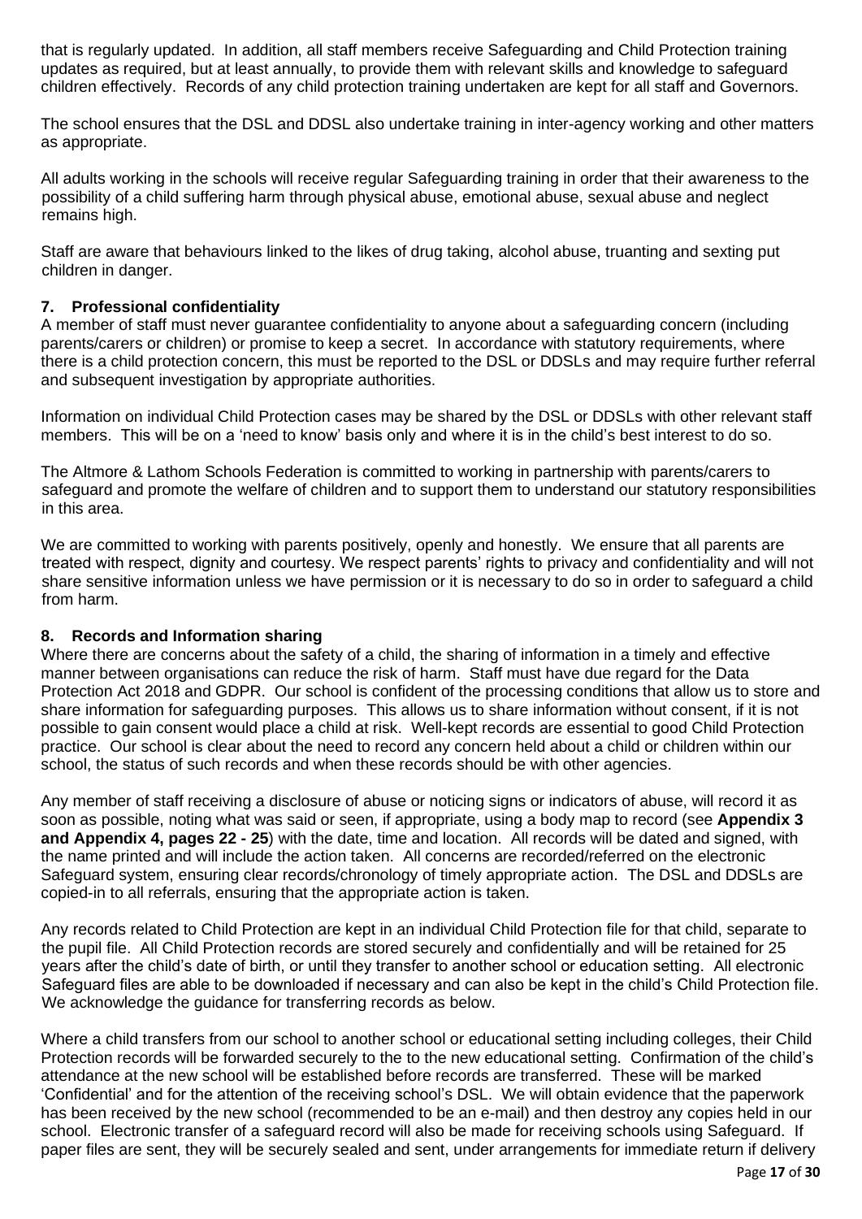that is regularly updated. In addition, all staff members receive Safeguarding and Child Protection training updates as required, but at least annually, to provide them with relevant skills and knowledge to safeguard children effectively. Records of any child protection training undertaken are kept for all staff and Governors.

The school ensures that the DSL and DDSL also undertake training in inter-agency working and other matters as appropriate.

All adults working in the schools will receive regular Safeguarding training in order that their awareness to the possibility of a child suffering harm through physical abuse, emotional abuse, sexual abuse and neglect remains high.

Staff are aware that behaviours linked to the likes of drug taking, alcohol abuse, truanting and sexting put children in danger.

## 7. Professional confidentiality

A member of staff must never guarantee confidentiality to anyone about a safeguarding concern (including parents/carers or children) or promise to keep a secret. In accordance with statutory requirements, where there is a child protection concern, this must be reported to the DSL or DDSLs and may require further referral and subsequent investigation by appropriate authorities.

Information on individual Child Protection cases may be shared by the DSL or DDSLs with other relevant staff members. This will be on a 'need to know' basis only and where it is in the child's best interest to do so.

The Altmore & Lathom Schools Federation is committed to working in partnership with parents/carers to safeguard and promote the welfare of children and to support them to understand our statutory responsibilities in this area.

We are committed to working with parents positively, openly and honestly. We ensure that all parents are treated with respect, dignity and courtesy. We respect parents' rights to privacy and confidentiality and will not share sensitive information unless we have permission or it is necessary to do so in order to safeguard a child from harm.

## 8. Records and Information sharing

Where there are concerns about the safety of a child, the sharing of information in a timely and effective manner between organisations can reduce the risk of harm. Staff must have due regard for the Data Protection Act 2018 and GDPR. Our school is confident of the processing conditions that allow us to store and share information for safeguarding purposes. This allows us to share information without consent, if it is not possible to gain consent would place a child at risk. Well-kept records are essential to good Child Protection practice. Our school is clear about the need to record any concern held about a child or children within our school, the status of such records and when these records should be with other agencies.

Any member of staff receiving a disclosure of abuse or noticing signs or indicators of abuse, will record it as soon as possible, noting what was said or seen, if appropriate, using a body map to record (see **Appendix 3 and Appendix 4, pages 22 - 25**) with the date, time and location. All records will be dated and signed, with the name printed and will include the action taken. All concerns are recorded/referred on the electronic Safeguard system, ensuring clear records/chronology of timely appropriate action. The DSL and DDSLs are copied-in to all referrals, ensuring that the appropriate action is taken.

Any records related to Child Protection are kept in an individual Child Protection file for that child, separate to the pupil file. All Child Protection records are stored securely and confidentially and will be retained for 25 years after the child's date of birth, or until they transfer to another school or education setting. All electronic Safeguard files are able to be downloaded if necessary and can also be kept in the child's Child Protection file. We acknowledge the guidance for transferring records as below.

Where a child transfers from our school to another school or educational setting including colleges, their Child Protection records will be forwarded securely to the to the new educational setting. Confirmation of the child's attendance at the new school will be established before records are transferred. These will be marked 'Confidential' and for the attention of the receiving school's DSL. We will obtain evidence that the paperwork has been received by the new school (recommended to be an e-mail) and then destroy any copies held in our school. Electronic transfer of a safeguard record will also be made for receiving schools using Safeguard. If paper files are sent, they will be securely sealed and sent, under arrangements for immediate return if delivery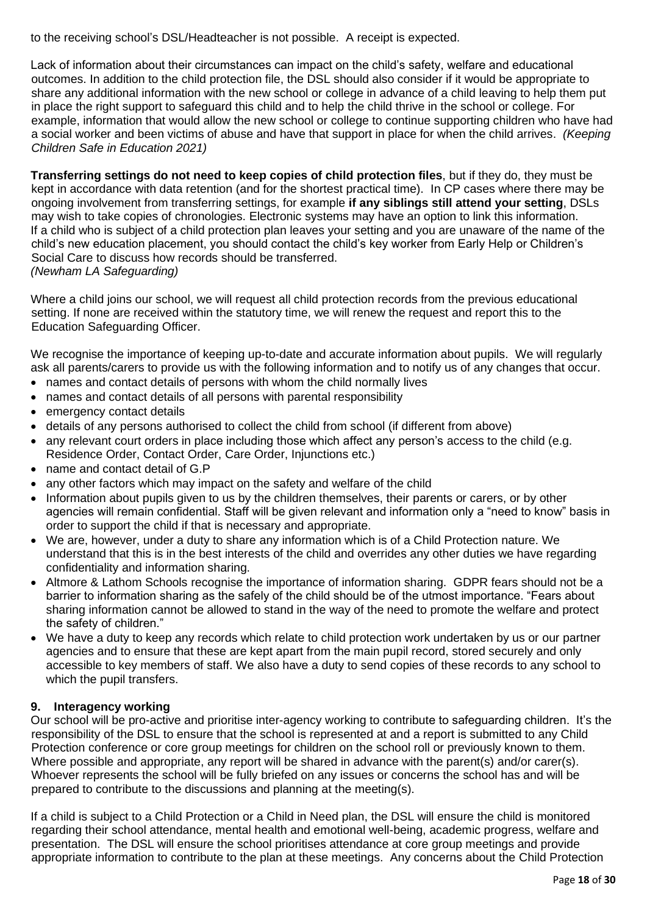to the receiving school's DSL/Headteacher is not possible. A receipt is expected.

Lack of information about their circumstances can impact on the child's safety, welfare and educational outcomes. In addition to the child protection file, the DSL should also consider if it would be appropriate to share any additional information with the new school or college in advance of a child leaving to help them put in place the right support to safeguard this child and to help the child thrive in the school or college. For example, information that would allow the new school or college to continue supporting children who have had a social worker and been victims of abuse and have that support in place for when the child arrives. *(Keeping Children Safe in Education 2021)*

**Transferring settings do not need to keep copies of child protection files**, but if they do, they must be kept in accordance with data retention (and for the shortest practical time). In CP cases where there may be ongoing involvement from transferring settings, for example **if any siblings still attend your setting**, DSLs may wish to take copies of chronologies. Electronic systems may have an option to link this information. If a child who is subject of a child protection plan leaves your setting and you are unaware of the name of the child's new education placement, you should contact the child's key worker from Early Help or Children's Social Care to discuss how records should be transferred.
*(Newham LA Safeguarding)*

Where a child joins our school, we will request all child protection records from the previous educational setting. If none are received within the statutory time, we will renew the request and report this to the Education Safeguarding Officer.

We recognise the importance of keeping up-to-date and accurate information about pupils. We will regularly ask all parents/carers to provide us with the following information and to notify us of any changes that occur.

- names and contact details of persons with whom the child normally lives
- names and contact details of all persons with parental responsibility
- emergency contact details
- details of any persons authorised to collect the child from school (if different from above)
- any relevant court orders in place including those which affect any person's access to the child (e.g. Residence Order, Contact Order, Care Order, Injunctions etc.)
- name and contact detail of G.P
- any other factors which may impact on the safety and welfare of the child
- Information about pupils given to us by the children themselves, their parents or carers, or by other agencies will remain confidential. Staff will be given relevant and information only a "need to know" basis in order to support the child if that is necessary and appropriate.
- We are, however, under a duty to share any information which is of a Child Protection nature. We understand that this is in the best interests of the child and overrides any other duties we have regarding confidentiality and information sharing.
- Altmore & Lathom Schools recognise the importance of information sharing. GDPR fears should not be a barrier to information sharing as the safely of the child should be of the utmost importance. "Fears about sharing information cannot be allowed to stand in the way of the need to promote the welfare and protect the safety of children."
- We have a duty to keep any records which relate to child protection work undertaken by us or our partner agencies and to ensure that these are kept apart from the main pupil record, stored securely and only accessible to key members of staff. We also have a duty to send copies of these records to any school to which the pupil transfers.

## 9. Interagency working

Our school will be pro-active and prioritise inter-agency working to contribute to safeguarding children. It's the responsibility of the DSL to ensure that the school is represented at and a report is submitted to any Child Protection conference or core group meetings for children on the school roll or previously known to them. Where possible and appropriate, any report will be shared in advance with the parent(s) and/or carer(s). Whoever represents the school will be fully briefed on any issues or concerns the school has and will be prepared to contribute to the discussions and planning at the meeting(s).

If a child is subject to a Child Protection or a Child in Need plan, the DSL will ensure the child is monitored regarding their school attendance, mental health and emotional well-being, academic progress, welfare and presentation. The DSL will ensure the school prioritises attendance at core group meetings and provide appropriate information to contribute to the plan at these meetings. Any concerns about the Child Protection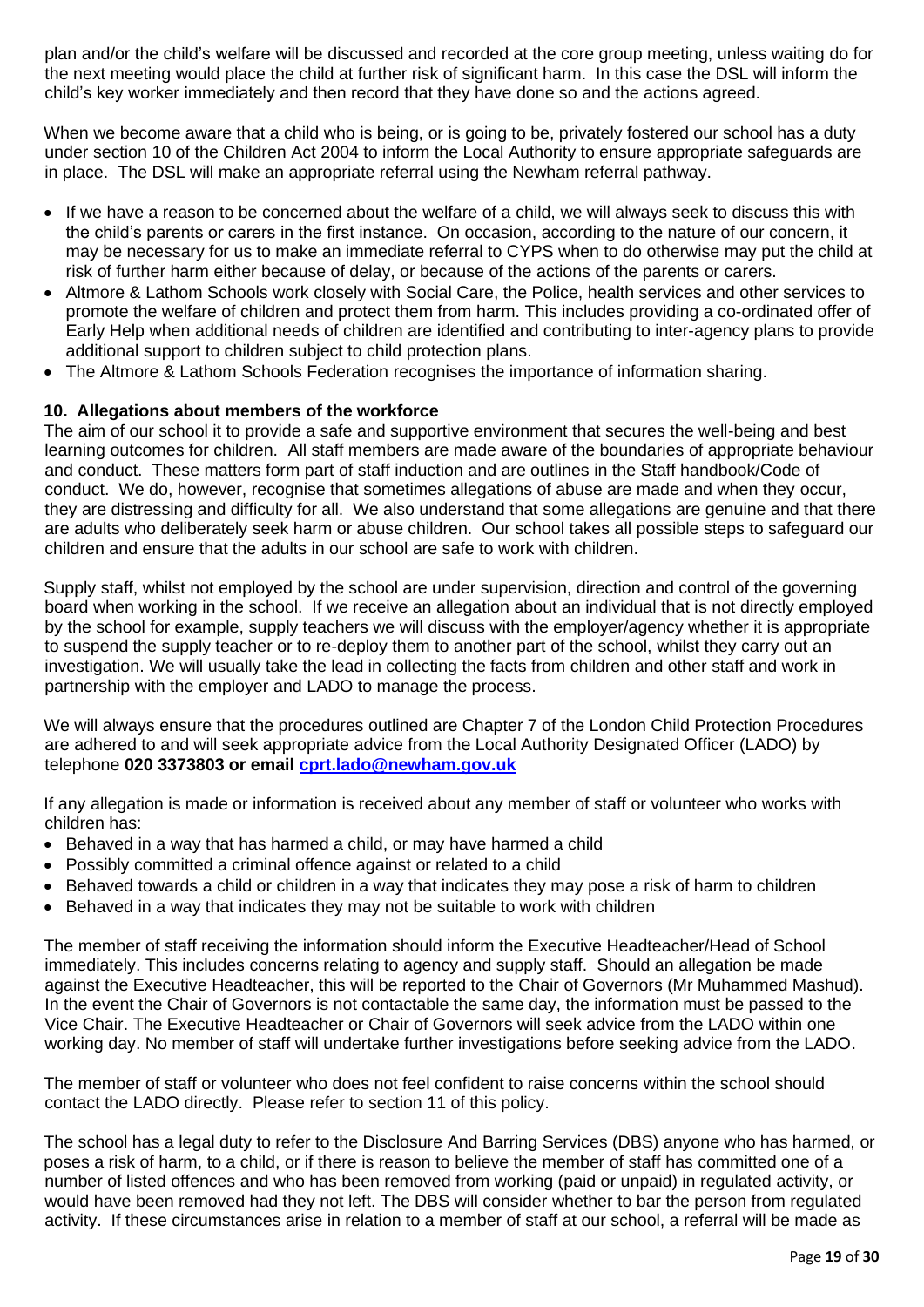plan and/or the child's welfare will be discussed and recorded at the core group meeting, unless waiting do for the next meeting would place the child at further risk of significant harm. In this case the DSL will inform the child's key worker immediately and then record that they have done so and the actions agreed.

When we become aware that a child who is being, or is going to be, privately fostered our school has a duty under section 10 of the Children Act 2004 to inform the Local Authority to ensure appropriate safeguards are in place. The DSL will make an appropriate referral using the Newham referral pathway.

- If we have a reason to be concerned about the welfare of a child, we will always seek to discuss this with the child's parents or carers in the first instance. On occasion, according to the nature of our concern, it may be necessary for us to make an immediate referral to CYPS when to do otherwise may put the child at risk of further harm either because of delay, or because of the actions of the parents or carers.
- Altmore & Lathom Schools work closely with Social Care, the Police, health services and other services to promote the welfare of children and protect them from harm. This includes providing a co-ordinated offer of Early Help when additional needs of children are identified and contributing to inter-agency plans to provide additional support to children subject to child protection plans.
- The Altmore & Lathom Schools Federation recognises the importance of information sharing.

## 10. Allegations about members of the workforce

The aim of our school it to provide a safe and supportive environment that secures the well-being and best learning outcomes for children. All staff members are made aware of the boundaries of appropriate behaviour and conduct. These matters form part of staff induction and are outlines in the Staff handbook/Code of conduct. We do, however, recognise that sometimes allegations of abuse are made and when they occur, they are distressing and difficulty for all. We also understand that some allegations are genuine and that there are adults who deliberately seek harm or abuse children. Our school takes all possible steps to safeguard our children and ensure that the adults in our school are safe to work with children.

Supply staff, whilst not employed by the school are under supervision, direction and control of the governing board when working in the school. If we receive an allegation about an individual that is not directly employed by the school for example, supply teachers we will discuss with the employer/agency whether it is appropriate to suspend the supply teacher or to re-deploy them to another part of the school, whilst they carry out an investigation. We will usually take the lead in collecting the facts from children and other staff and work in partnership with the employer and LADO to manage the process.

We will always ensure that the procedures outlined are Chapter 7 of the London Child Protection Procedures are adhered to and will seek appropriate advice from the Local Authority Designated Officer (LADO) by telephone **020 3373803 or email [cprt.lado@newham.gov.uk](mailto:cprt.lado@newham.gov.uk)**

If any allegation is made or information is received about any member of staff or volunteer who works with children has:

- Behaved in a way that has harmed a child, or may have harmed a child
- Possibly committed a criminal offence against or related to a child
- Behaved towards a child or children in a way that indicates they may pose a risk of harm to children
- Behaved in a way that indicates they may not be suitable to work with children

The member of staff receiving the information should inform the Executive Headteacher/Head of School immediately. This includes concerns relating to agency and supply staff. Should an allegation be made against the Executive Headteacher, this will be reported to the Chair of Governors (Mr Muhammed Mashud). In the event the Chair of Governors is not contactable the same day, the information must be passed to the Vice Chair. The Executive Headteacher or Chair of Governors will seek advice from the LADO within one working day. No member of staff will undertake further investigations before seeking advice from the LADO.

The member of staff or volunteer who does not feel confident to raise concerns within the school should contact the LADO directly. Please refer to section 11 of this policy.

The school has a legal duty to refer to the Disclosure And Barring Services (DBS) anyone who has harmed, or poses a risk of harm, to a child, or if there is reason to believe the member of staff has committed one of a number of listed offences and who has been removed from working (paid or unpaid) in regulated activity, or would have been removed had they not left. The DBS will consider whether to bar the person from regulated activity. If these circumstances arise in relation to a member of staff at our school, a referral will be made as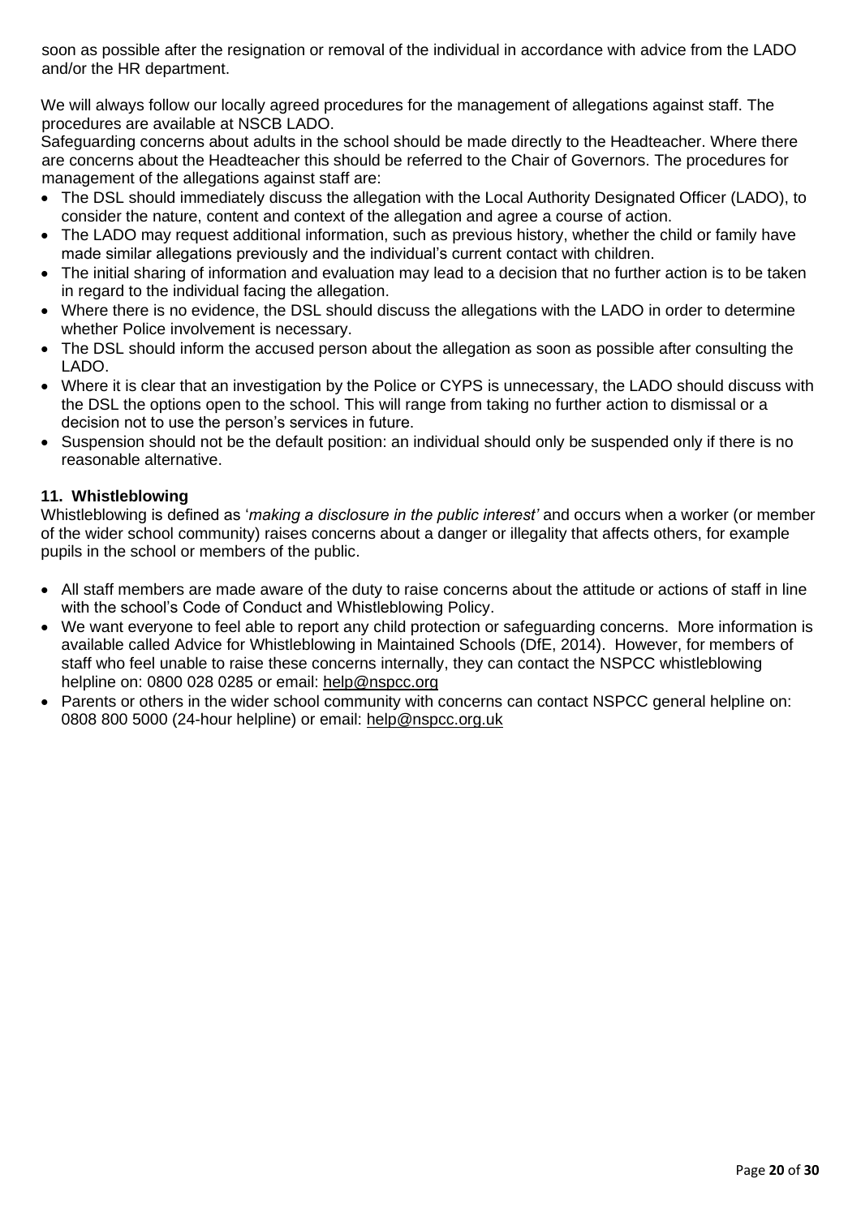soon as possible after the resignation or removal of the individual in accordance with advice from the LADO and/or the HR department.

We will always follow our locally agreed procedures for the management of allegations against staff. The procedures are available at NSCB LADO.
Safeguarding concerns about adults in the school should be made directly to the Headteacher. Where there are concerns about the Headteacher this should be referred to the Chair of Governors. The procedures for management of the allegations against staff are:

- The DSL should immediately discuss the allegation with the Local Authority Designated Officer (LADO), to consider the nature, content and context of the allegation and agree a course of action.
- The LADO may request additional information, such as previous history, whether the child or family have made similar allegations previously and the individual's current contact with children.
- The initial sharing of information and evaluation may lead to a decision that no further action is to be taken in regard to the individual facing the allegation.
- Where there is no evidence, the DSL should discuss the allegations with the LADO in order to determine whether Police involvement is necessary.
- The DSL should inform the accused person about the allegation as soon as possible after consulting the LADO.
- Where it is clear that an investigation by the Police or CYPS is unnecessary, the LADO should discuss with the DSL the options open to the school. This will range from taking no further action to dismissal or a decision not to use the person's services in future.
- Suspension should not be the default position: an individual should only be suspended only if there is no reasonable alternative.

### 11. Whistleblowing

Whistleblowing is defined as '*making a disclosure in the public interest'* and occurs when a worker (or member of the wider school community) raises concerns about a danger or illegality that affects others, for example pupils in the school or members of the public.

- All staff members are made aware of the duty to raise concerns about the attitude or actions of staff in line with the school's Code of Conduct and Whistleblowing Policy.
- We want everyone to feel able to report any child protection or safeguarding concerns. More information is available called Advice for Whistleblowing in Maintained Schools (DfE, 2014). However, for members of staff who feel unable to raise these concerns internally, they can contact the NSPCC whistleblowing helpline on: 0800 028 0285 or email: help@nspcc.org
- Parents or others in the wider school community with concerns can contact NSPCC general helpline on: 0808 800 5000 (24-hour helpline) or email: help@nspcc.org.uk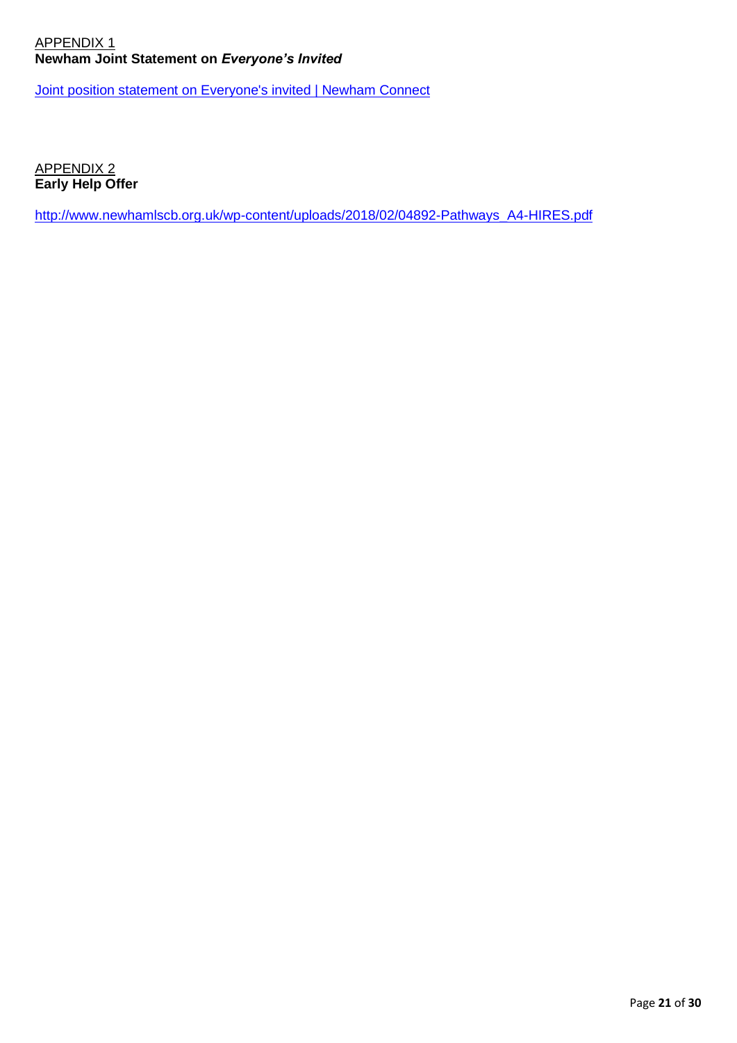APPENDIX 1
**Newham Joint Statement on *Everyone's Invited***

Joint position statement on Everyone's invited | Newham Connect

APPENDIX 2
**Early Help Offer**

http://www.newhamlscb.org.uk/wp-content/uploads/2018/02/04892-Pathways_A4-HIRES.pdf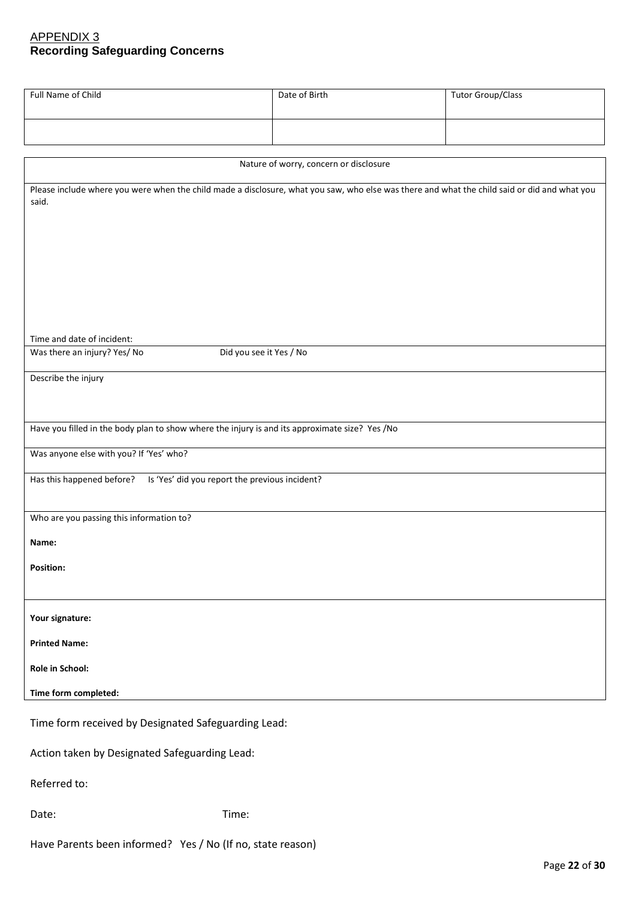APPENDIX 3

## Recording Safeguarding Concerns

| Full Name of Child | Date of Birth | Tutor Group/Class |
|---|---|---|
| | | |

| Nature of worry, concern or disclosure | |
|---|---|
| Please include where you were when the child made a disclosure, what you saw, who else was there and what the child said or did and what you said. | |
| Time and date of incident: | |
| Was there an injury? Yes/ No | Did you see it Yes / No |
| Describe the injury | |
| Have you filled in the body plan to show where the injury is and its approximate size? Yes /No | |
| Was anyone else with you? If 'Yes' who? | |
| Has this happened before? | Is 'Yes' did you report the previous incident? |
| Who are you passing this information to?<br><br>**Name:**<br><br>**Position:** | |
| **Your signature:**<br><br>**Printed Name:**<br><br>**Role in School:**<br><br>**Time form completed:** | |

Time form received by Designated Safeguarding Lead:

Action taken by Designated Safeguarding Lead:

Referred to:

Date: Time:

Have Parents been informed? Yes / No (If no, state reason)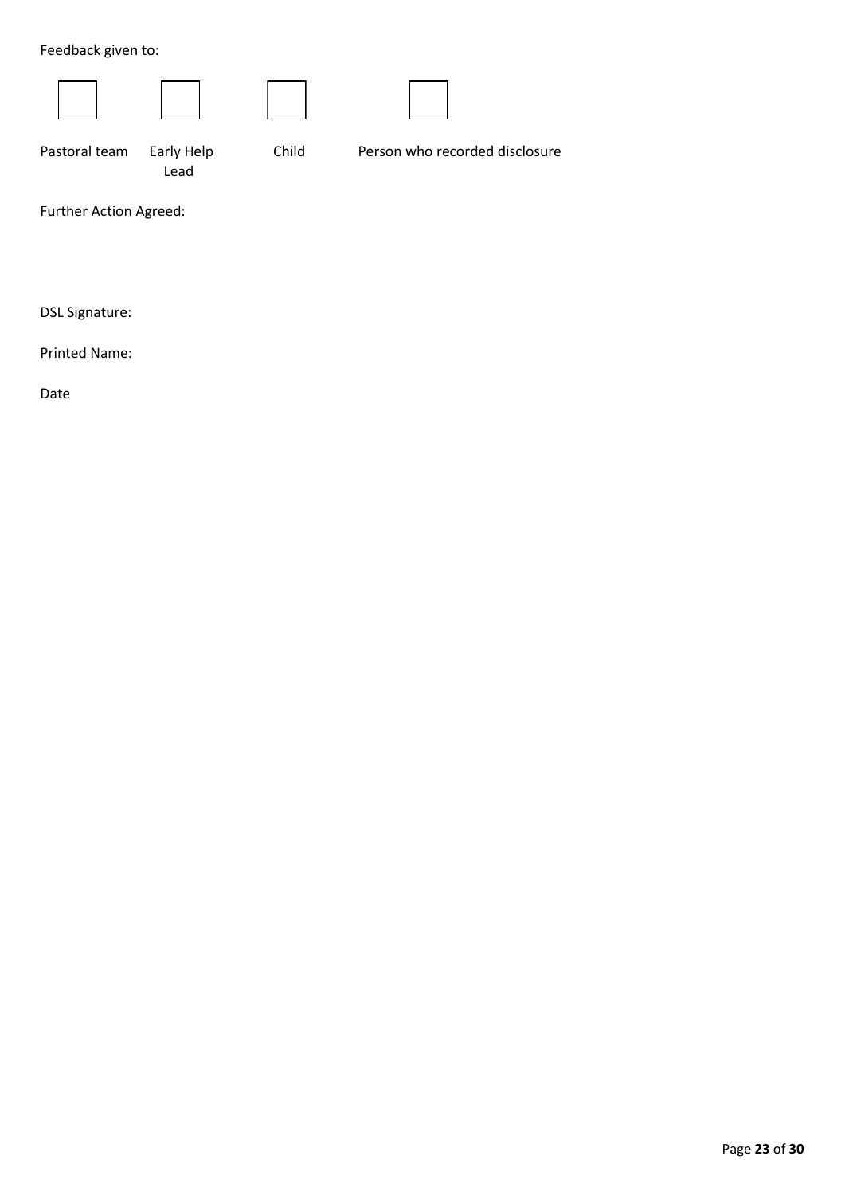Feedback given to:

☐ Pastoral team ☐ Early Help Lead ☐ Child ☐ Person who recorded disclosure

Further Action Agreed:

DSL Signature:

Printed Name:

Date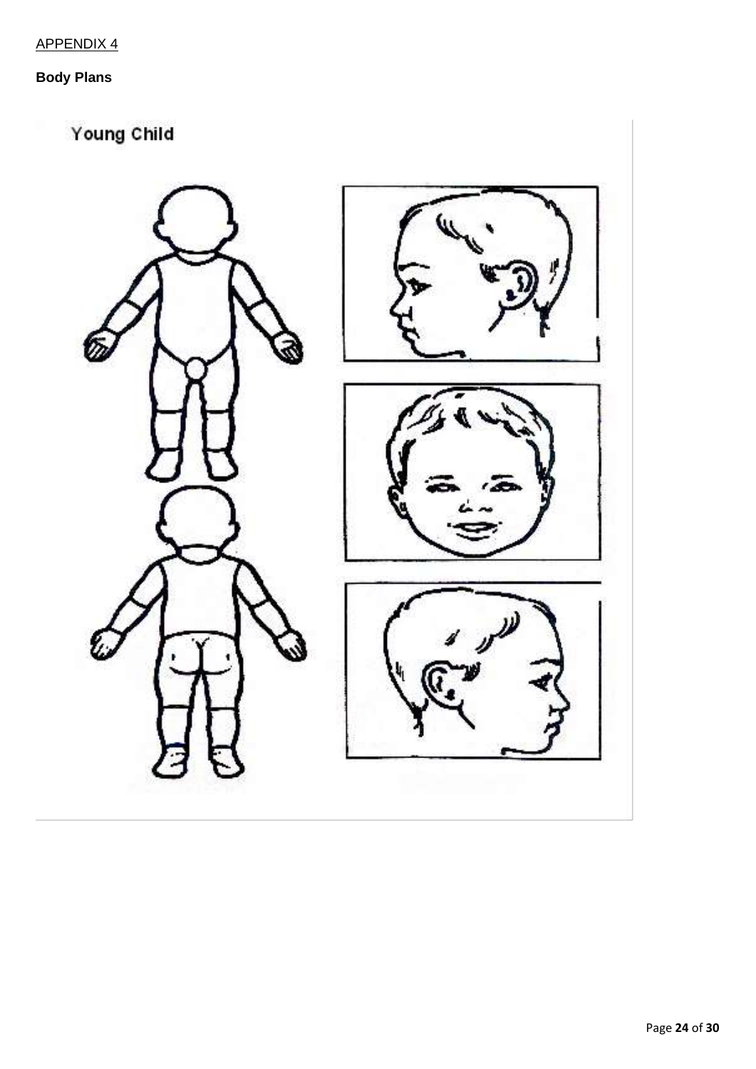APPENDIX 4

**Body Plans**

Young Child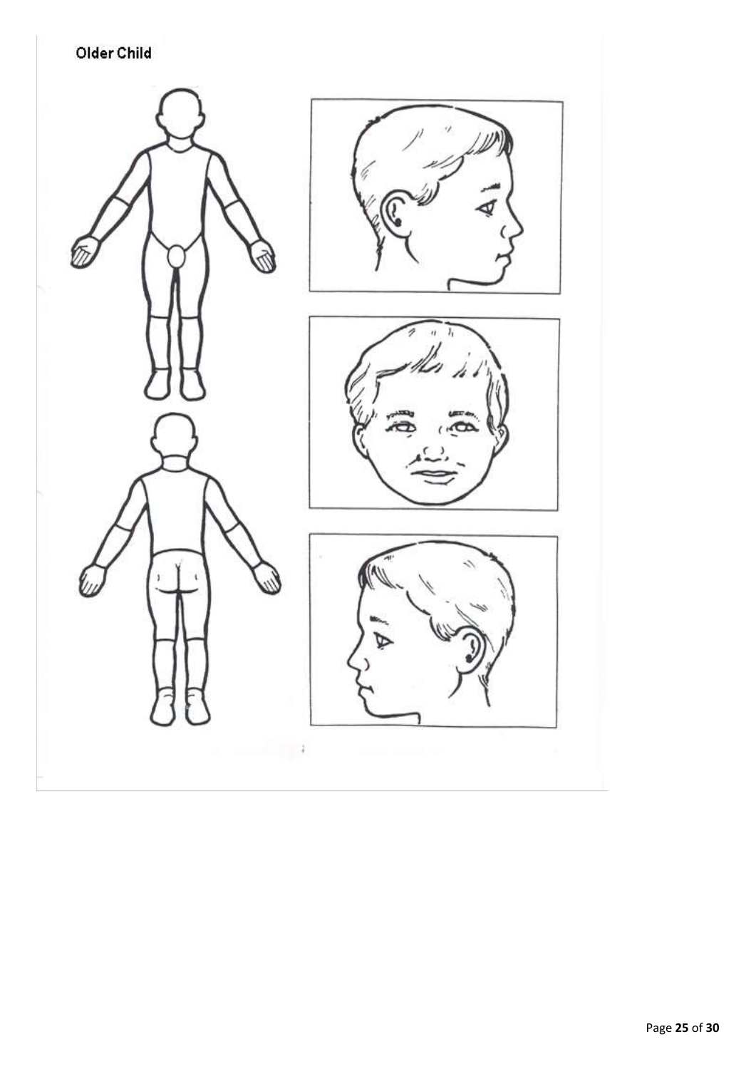Older Child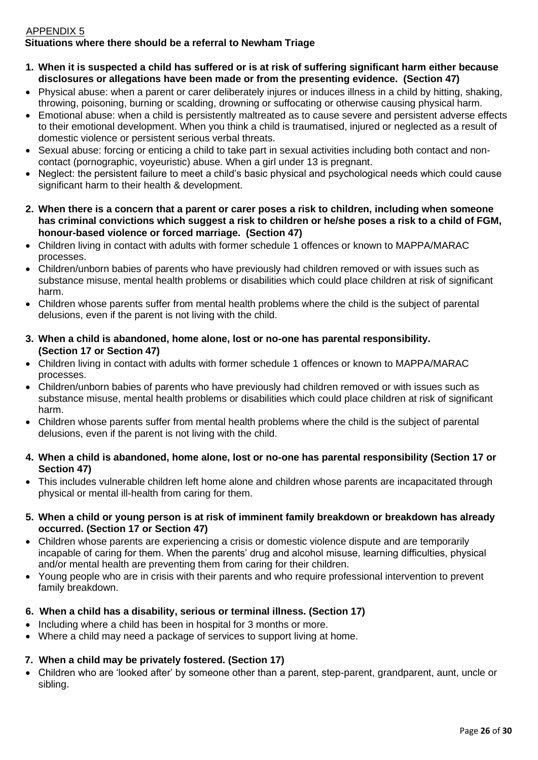APPENDIX 5

**Situations where there should be a referral to Newham Triage**

1. **When it is suspected a child has suffered or is at risk of suffering significant harm either because disclosures or allegations have been made or from the presenting evidence. (Section 47)**

- Physical abuse: when a parent or carer deliberately injures or induces illness in a child by hitting, shaking, throwing, poisoning, burning or scalding, drowning or suffocating or otherwise causing physical harm.
- Emotional abuse: when a child is persistently maltreated as to cause severe and persistent adverse effects to their emotional development. When you think a child is traumatised, injured or neglected as a result of domestic violence or persistent serious verbal threats.
- Sexual abuse: forcing or enticing a child to take part in sexual activities including both contact and non-contact (pornographic, voyeuristic) abuse. When a girl under 13 is pregnant.
- Neglect: the persistent failure to meet a child's basic physical and psychological needs which could cause significant harm to their health & development.

2. **When there is a concern that a parent or carer poses a risk to children, including when someone has criminal convictions which suggest a risk to children or he/she poses a risk to a child of FGM, honour-based violence or forced marriage. (Section 47)**

- Children living in contact with adults with former schedule 1 offences or known to MAPPA/MARAC processes.
- Children/unborn babies of parents who have previously had children removed or with issues such as substance misuse, mental health problems or disabilities which could place children at risk of significant harm.
- Children whose parents suffer from mental health problems where the child is the subject of parental delusions, even if the parent is not living with the child.

3. **When a child is abandoned, home alone, lost or no-one has parental responsibility. (Section 17 or Section 47)**

- Children living in contact with adults with former schedule 1 offences or known to MAPPA/MARAC processes.
- Children/unborn babies of parents who have previously had children removed or with issues such as substance misuse, mental health problems or disabilities which could place children at risk of significant harm.
- Children whose parents suffer from mental health problems where the child is the subject of parental delusions, even if the parent is not living with the child.

4. **When a child is abandoned, home alone, lost or no-one has parental responsibility (Section 17 or Section 47)**

- This includes vulnerable children left home alone and children whose parents are incapacitated through physical or mental ill-health from caring for them.

5. **When a child or young person is at risk of imminent family breakdown or breakdown has already occurred. (Section 17 or Section 47)**

- Children whose parents are experiencing a crisis or domestic violence dispute and are temporarily incapable of caring for them. When the parents' drug and alcohol misuse, learning difficulties, physical and/or mental health are preventing them from caring for their children.
- Young people who are in crisis with their parents and who require professional intervention to prevent family breakdown.

6. **When a child has a disability, serious or terminal illness. (Section 17)**

- Including where a child has been in hospital for 3 months or more.
- Where a child may need a package of services to support living at home.

7. **When a child may be privately fostered. (Section 17)**

- Children who are 'looked after' by someone other than a parent, step-parent, grandparent, aunt, uncle or sibling.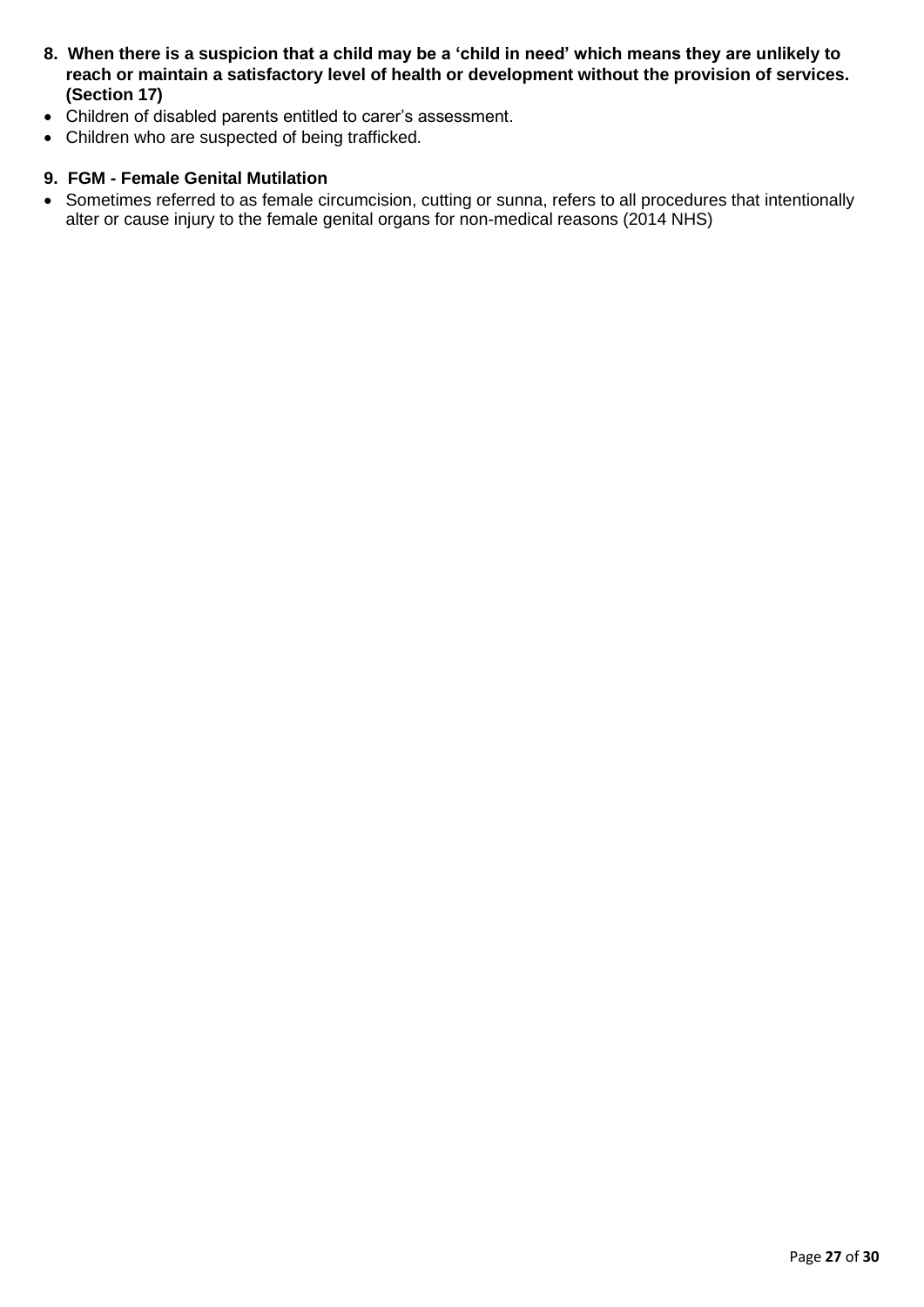**8. When there is a suspicion that a child may be a 'child in need' which means they are unlikely to reach or maintain a satisfactory level of health or development without the provision of services. (Section 17)**

- Children of disabled parents entitled to carer's assessment.
- Children who are suspected of being trafficked.

**9. FGM - Female Genital Mutilation**

- Sometimes referred to as female circumcision, cutting or sunna, refers to all procedures that intentionally alter or cause injury to the female genital organs for non-medical reasons (2014 NHS)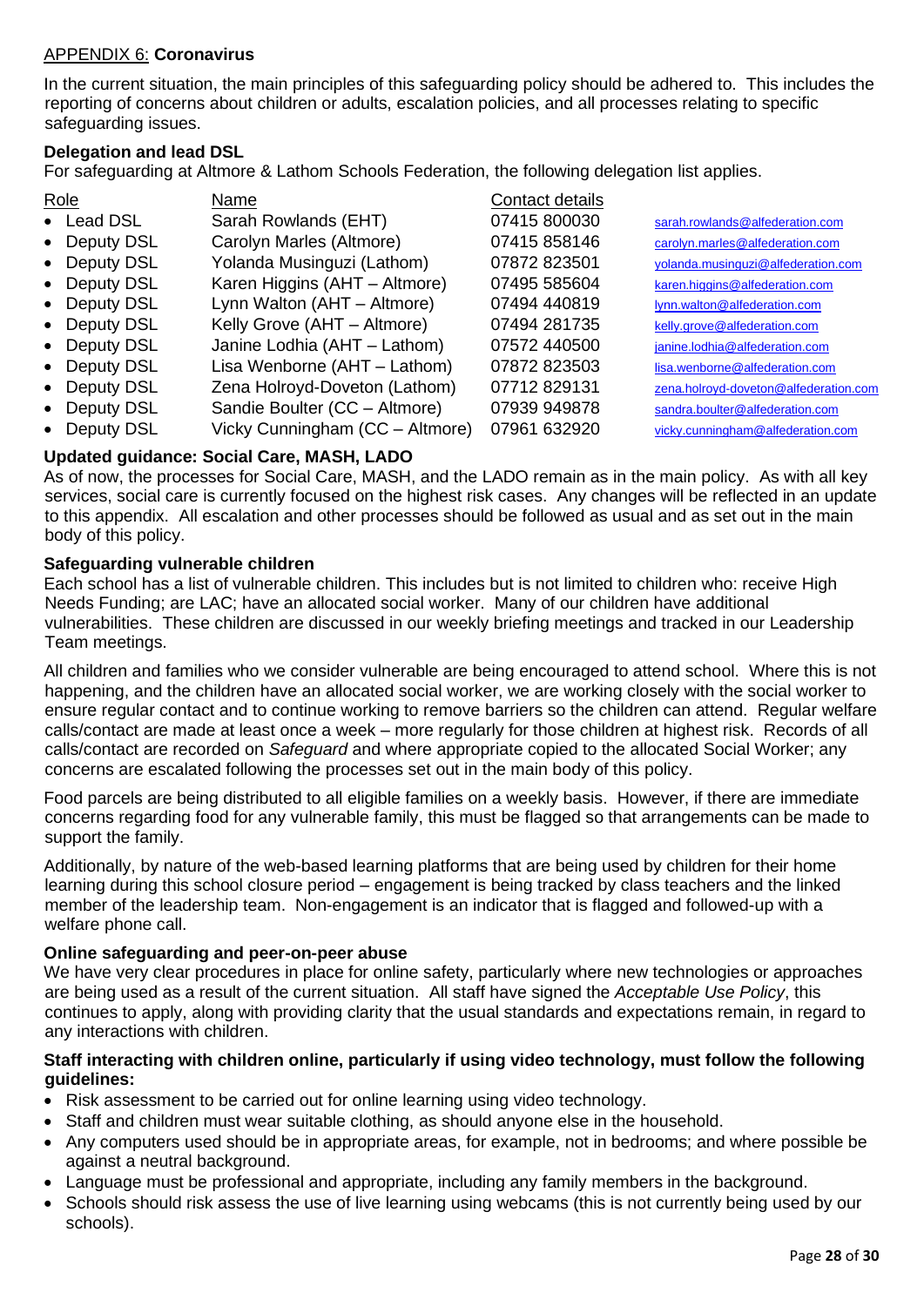APPENDIX 6: **Coronavirus**

In the current situation, the main principles of this safeguarding policy should be adhered to. This includes the reporting of concerns about children or adults, escalation policies, and all processes relating to specific safeguarding issues.

**Delegation and lead DSL**

For safeguarding at Altmore & Lathom Schools Federation, the following delegation list applies.

| Role | Name | Contact details | |
|---|---|---|---|
| • Lead DSL | Sarah Rowlands (EHT) | 07415 800030 | sarah.rowlands@alfederation.com |
| • Deputy DSL | Carolyn Marles (Altmore) | 07415 858146 | carolyn.marles@alfederation.com |
| • Deputy DSL | Yolanda Musinguzi (Lathom) | 07872 823501 | yolanda.musinguzi@alfederation.com |
| • Deputy DSL | Karen Higgins (AHT – Altmore) | 07495 585604 | karen.higgins@alfederation.com |
| • Deputy DSL | Lynn Walton (AHT – Altmore) | 07494 440819 | lynn.walton@alfederation.com |
| • Deputy DSL | Kelly Grove (AHT – Altmore) | 07494 281735 | kelly.grove@alfederation.com |
| • Deputy DSL | Janine Lodhia (AHT – Lathom) | 07572 440500 | janine.lodhia@alfederation.com |
| • Deputy DSL | Lisa Wenborne (AHT – Lathom) | 07872 823503 | lisa.wenborne@alfederation.com |
| • Deputy DSL | Zena Holroyd-Doveton (Lathom) | 07712 829131 | zena.holroyd-doveton@alfederation.com |
| • Deputy DSL | Sandie Boulter (CC – Altmore) | 07939 949878 | sandra.boulter@alfederation.com |
| • Deputy DSL | Vicky Cunningham (CC – Altmore) | 07961 632920 | vicky.cunningham@alfederation.com |

**Updated guidance: Social Care, MASH, LADO**

As of now, the processes for Social Care, MASH, and the LADO remain as in the main policy. As with all key services, social care is currently focused on the highest risk cases. Any changes will be reflected in an update to this appendix. All escalation and other processes should be followed as usual and as set out in the main body of this policy.

**Safeguarding vulnerable children**

Each school has a list of vulnerable children. This includes but is not limited to children who: receive High Needs Funding; are LAC; have an allocated social worker. Many of our children have additional vulnerabilities. These children are discussed in our weekly briefing meetings and tracked in our Leadership Team meetings.

All children and families who we consider vulnerable are being encouraged to attend school. Where this is not happening, and the children have an allocated social worker, we are working closely with the social worker to ensure regular contact and to continue working to remove barriers so the children can attend. Regular welfare calls/contact are made at least once a week – more regularly for those children at highest risk. Records of all calls/contact are recorded on *Safeguard* and where appropriate copied to the allocated Social Worker; any concerns are escalated following the processes set out in the main body of this policy.

Food parcels are being distributed to all eligible families on a weekly basis. However, if there are immediate concerns regarding food for any vulnerable family, this must be flagged so that arrangements can be made to support the family.

Additionally, by nature of the web-based learning platforms that are being used by children for their home learning during this school closure period – engagement is being tracked by class teachers and the linked member of the leadership team. Non-engagement is an indicator that is flagged and followed-up with a welfare phone call.

**Online safeguarding and peer-on-peer abuse**

We have very clear procedures in place for online safety, particularly where new technologies or approaches are being used as a result of the current situation. All staff have signed the *Acceptable Use Policy*, this continues to apply, along with providing clarity that the usual standards and expectations remain, in regard to any interactions with children.

**Staff interacting with children online, particularly if using video technology, must follow the following guidelines:**

- Risk assessment to be carried out for online learning using video technology.
- Staff and children must wear suitable clothing, as should anyone else in the household.
- Any computers used should be in appropriate areas, for example, not in bedrooms; and where possible be against a neutral background.
- Language must be professional and appropriate, including any family members in the background.
- Schools should risk assess the use of live learning using webcams (this is not currently being used by our schools).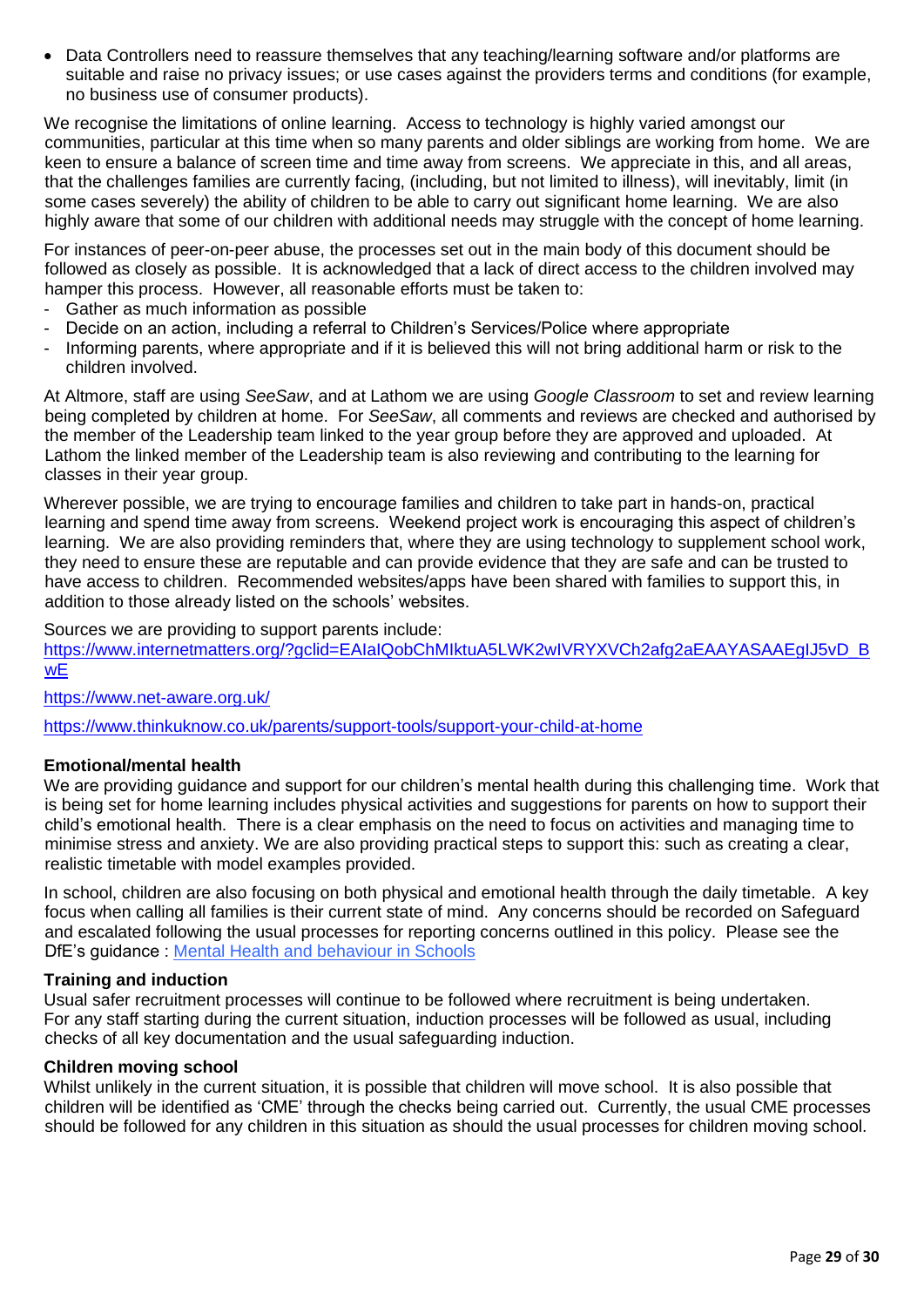- Data Controllers need to reassure themselves that any teaching/learning software and/or platforms are suitable and raise no privacy issues; or use cases against the providers terms and conditions (for example, no business use of consumer products).

We recognise the limitations of online learning. Access to technology is highly varied amongst our communities, particular at this time when so many parents and older siblings are working from home. We are keen to ensure a balance of screen time and time away from screens. We appreciate in this, and all areas, that the challenges families are currently facing, (including, but not limited to illness), will inevitably, limit (in some cases severely) the ability of children to be able to carry out significant home learning. We are also highly aware that some of our children with additional needs may struggle with the concept of home learning.

For instances of peer-on-peer abuse, the processes set out in the main body of this document should be followed as closely as possible. It is acknowledged that a lack of direct access to the children involved may hamper this process. However, all reasonable efforts must be taken to:

- Gather as much information as possible
- Decide on an action, including a referral to Children's Services/Police where appropriate
- Informing parents, where appropriate and if it is believed this will not bring additional harm or risk to the children involved.

At Altmore, staff are using *SeeSaw*, and at Lathom we are using *Google Classroom* to set and review learning being completed by children at home. For *SeeSaw*, all comments and reviews are checked and authorised by the member of the Leadership team linked to the year group before they are approved and uploaded. At Lathom the linked member of the Leadership team is also reviewing and contributing to the learning for classes in their year group.

Wherever possible, we are trying to encourage families and children to take part in hands-on, practical learning and spend time away from screens. Weekend project work is encouraging this aspect of children's learning. We are also providing reminders that, where they are using technology to supplement school work, they need to ensure these are reputable and can provide evidence that they are safe and can be trusted to have access to children. Recommended websites/apps have been shared with families to support this, in addition to those already listed on the schools' websites.

Sources we are providing to support parents include:
https://www.internetmatters.org/?gclid=EAIaIQobChMIktuA5LWK2wIVRYXVCh2afg2aEAAYASAAEgIJ5vD_BwE

https://www.net-aware.org.uk/

https://www.thinkuknow.co.uk/parents/support-tools/support-your-child-at-home

**Emotional/mental health**

We are providing guidance and support for our children's mental health during this challenging time. Work that is being set for home learning includes physical activities and suggestions for parents on how to support their child's emotional health. There is a clear emphasis on the need to focus on activities and managing time to minimise stress and anxiety. We are also providing practical steps to support this: such as creating a clear, realistic timetable with model examples provided.

In school, children are also focusing on both physical and emotional health through the daily timetable. A key focus when calling all families is their current state of mind. Any concerns should be recorded on Safeguard and escalated following the usual processes for reporting concerns outlined in this policy. Please see the DfE's guidance : Mental Health and behaviour in Schools

**Training and induction**

Usual safer recruitment processes will continue to be followed where recruitment is being undertaken. For any staff starting during the current situation, induction processes will be followed as usual, including checks of all key documentation and the usual safeguarding induction.

**Children moving school**

Whilst unlikely in the current situation, it is possible that children will move school. It is also possible that children will be identified as 'CME' through the checks being carried out. Currently, the usual CME processes should be followed for any children in this situation as should the usual processes for children moving school.